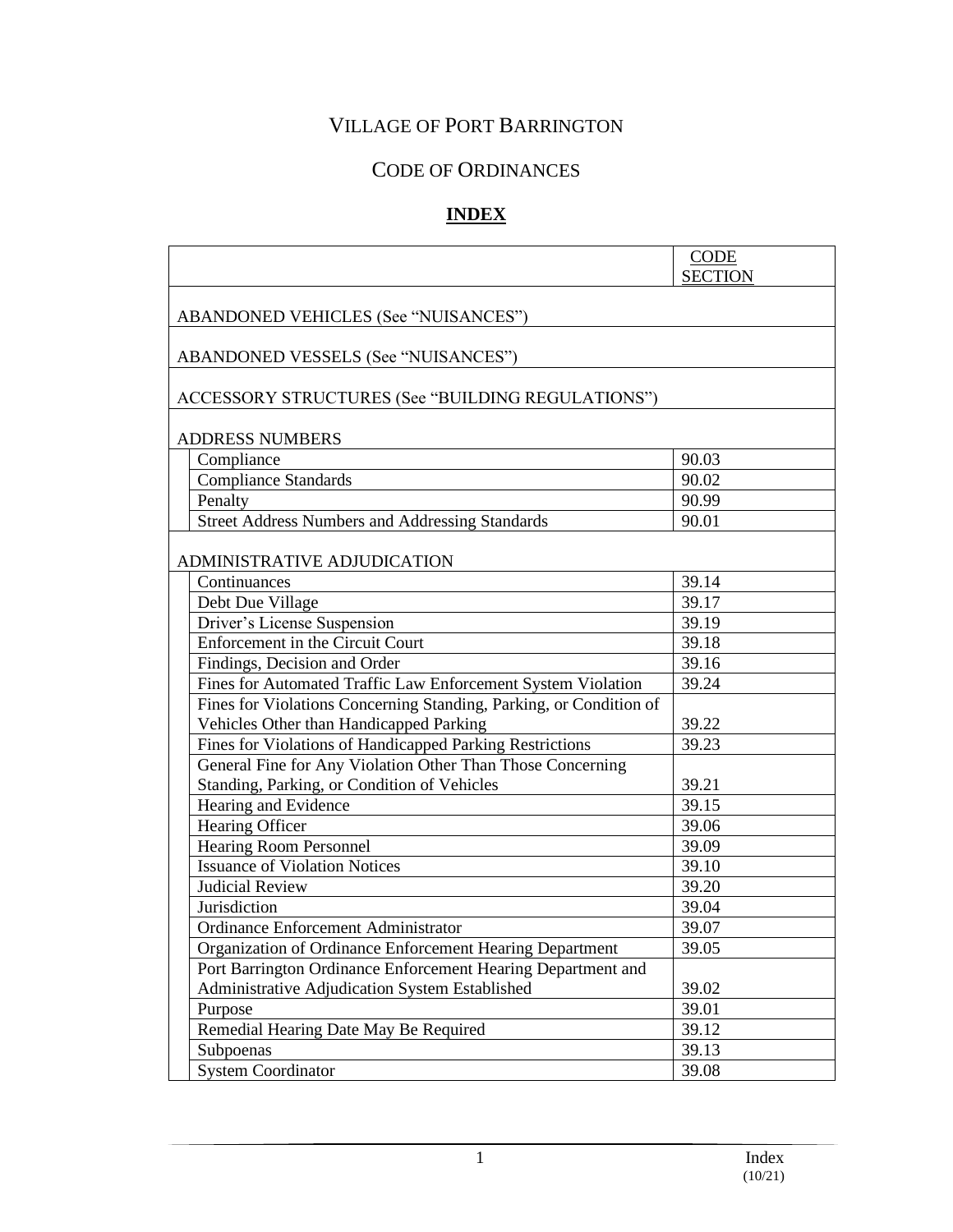# VILLAGE OF PORT BARRINGTON

## CODE OF ORDINANCES

### INDEX

| | CODE SECTION |
|---|---|
| ABANDONED VEHICLES (See "NUISANCES") | |
| ABANDONED VESSELS (See "NUISANCES") | |
| ACCESSORY STRUCTURES (See "BUILDING REGULATIONS") | |
| ADDRESS NUMBERS | |
| Compliance | 90.03 |
| Compliance Standards | 90.02 |
| Penalty | 90.99 |
| Street Address Numbers and Addressing Standards | 90.01 |
| ADMINISTRATIVE ADJUDICATION | |
| Continuances | 39.14 |
| Debt Due Village | 39.17 |
| Driver's License Suspension | 39.19 |
| Enforcement in the Circuit Court | 39.18 |
| Findings, Decision and Order | 39.16 |
| Fines for Automated Traffic Law Enforcement System Violation | 39.24 |
| Fines for Violations Concerning Standing, Parking, or Condition of Vehicles Other than Handicapped Parking | 39.22 |
| Fines for Violations of Handicapped Parking Restrictions | 39.23 |
| General Fine for Any Violation Other Than Those Concerning Standing, Parking, or Condition of Vehicles | 39.21 |
| Hearing and Evidence | 39.15 |
| Hearing Officer | 39.06 |
| Hearing Room Personnel | 39.09 |
| Issuance of Violation Notices | 39.10 |
| Judicial Review | 39.20 |
| Jurisdiction | 39.04 |
| Ordinance Enforcement Administrator | 39.07 |
| Organization of Ordinance Enforcement Hearing Department | 39.05 |
| Port Barrington Ordinance Enforcement Hearing Department and Administrative Adjudication System Established | 39.02 |
| Purpose | 39.01 |
| Remedial Hearing Date May Be Required | 39.12 |
| Subpoenas | 39.13 |
| System Coordinator | 39.08 |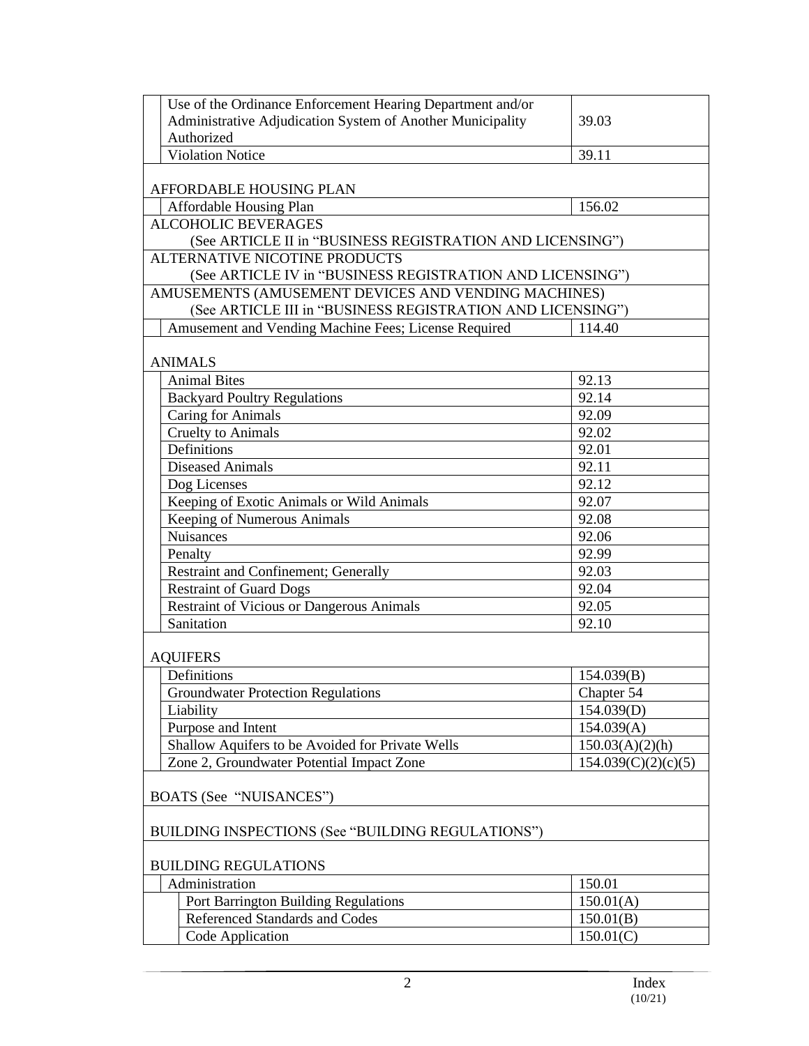| Topic | Section |
|---|---|
| Use of the Ordinance Enforcement Hearing Department and/or Administrative Adjudication System of Another Municipality Authorized | 39.03 |
| Violation Notice | 39.11 |
| **AFFORDABLE HOUSING PLAN** | |
| Affordable Housing Plan | 156.02 |
| **ALCOHOLIC BEVERAGES** (See ARTICLE II in "BUSINESS REGISTRATION AND LICENSING") | |
| **ALTERNATIVE NICOTINE PRODUCTS** (See ARTICLE IV in "BUSINESS REGISTRATION AND LICENSING") | |
| **AMUSEMENTS (AMUSEMENT DEVICES AND VENDING MACHINES)** (See ARTICLE III in "BUSINESS REGISTRATION AND LICENSING") | |
| Amusement and Vending Machine Fees; License Required | 114.40 |
| **ANIMALS** | |
| Animal Bites | 92.13 |
| Backyard Poultry Regulations | 92.14 |
| Caring for Animals | 92.09 |
| Cruelty to Animals | 92.02 |
| Definitions | 92.01 |
| Diseased Animals | 92.11 |
| Dog Licenses | 92.12 |
| Keeping of Exotic Animals or Wild Animals | 92.07 |
| Keeping of Numerous Animals | 92.08 |
| Nuisances | 92.06 |
| Penalty | 92.99 |
| Restraint and Confinement; Generally | 92.03 |
| Restraint of Guard Dogs | 92.04 |
| Restraint of Vicious or Dangerous Animals | 92.05 |
| Sanitation | 92.10 |
| **AQUIFERS** | |
| Definitions | 154.039(B) |
| Groundwater Protection Regulations | Chapter 54 |
| Liability | 154.039(D) |
| Purpose and Intent | 154.039(A) |
| Shallow Aquifers to be Avoided for Private Wells | 150.03(A)(2)(h) |
| Zone 2, Groundwater Potential Impact Zone | 154.039(C)(2)(c)(5) |
| **BOATS** (See "NUISANCES") | |
| **BUILDING INSPECTIONS** (See "BUILDING REGULATIONS") | |
| **BUILDING REGULATIONS** | |
| Administration | 150.01 |
| Port Barrington Building Regulations | 150.01(A) |
| Referenced Standards and Codes | 150.01(B) |
| Code Application | 150.01(C) |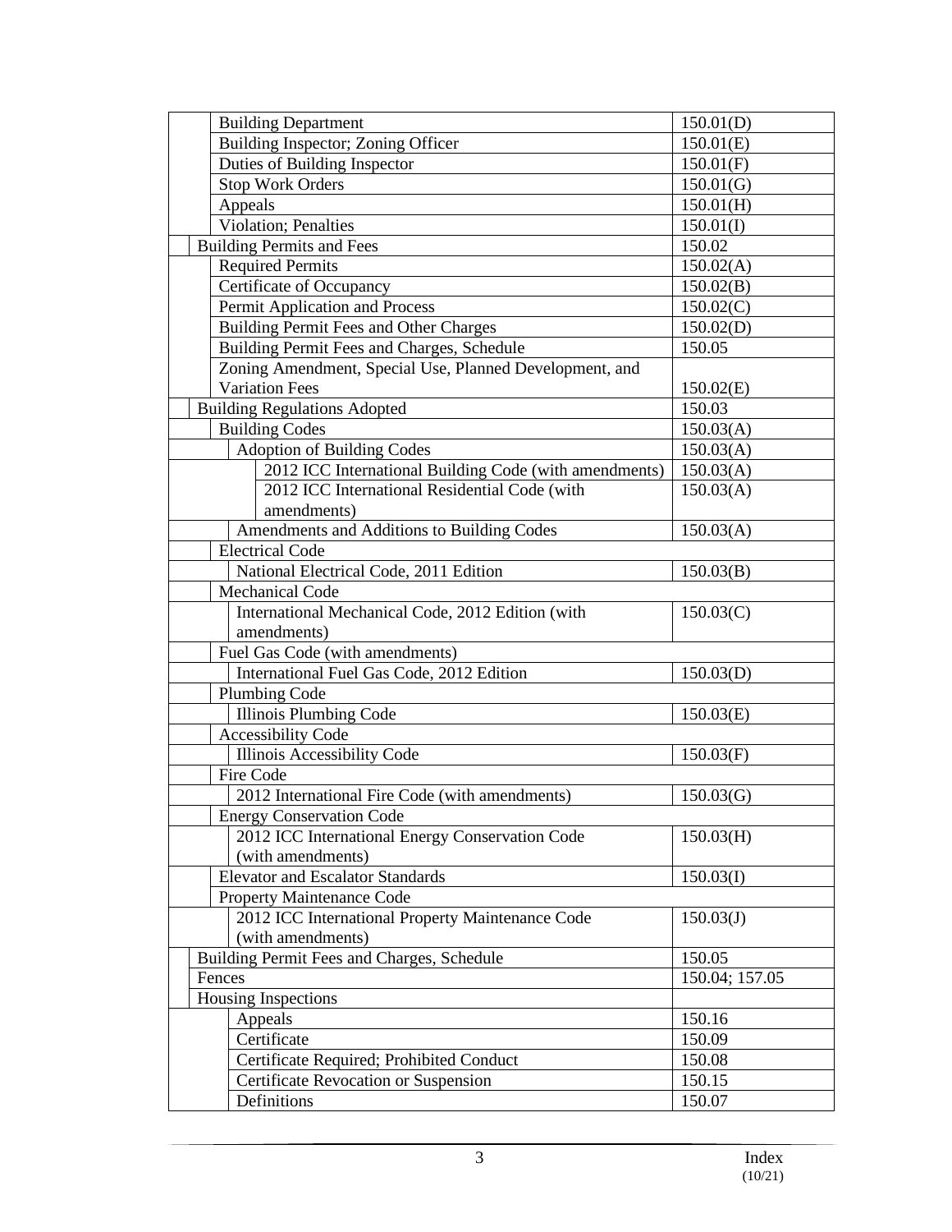| Entry | Section |
| --- | --- |
| Building Department | 150.01(D) |
| Building Inspector; Zoning Officer | 150.01(E) |
| Duties of Building Inspector | 150.01(F) |
| Stop Work Orders | 150.01(G) |
| Appeals | 150.01(H) |
| Violation; Penalties | 150.01(I) |
| Building Permits and Fees | 150.02 |
| Required Permits | 150.02(A) |
| Certificate of Occupancy | 150.02(B) |
| Permit Application and Process | 150.02(C) |
| Building Permit Fees and Other Charges | 150.02(D) |
| Building Permit Fees and Charges, Schedule | 150.05 |
| Zoning Amendment, Special Use, Planned Development, and Variation Fees | 150.02(E) |
| Building Regulations Adopted | 150.03 |
| Building Codes | 150.03(A) |
| Adoption of Building Codes | 150.03(A) |
| 2012 ICC International Building Code (with amendments) | 150.03(A) |
| 2012 ICC International Residential Code (with amendments) | 150.03(A) |
| Amendments and Additions to Building Codes | 150.03(A) |
| Electrical Code | |
| National Electrical Code, 2011 Edition | 150.03(B) |
| Mechanical Code | |
| International Mechanical Code, 2012 Edition (with amendments) | 150.03(C) |
| Fuel Gas Code (with amendments) | |
| International Fuel Gas Code, 2012 Edition | 150.03(D) |
| Plumbing Code | |
| Illinois Plumbing Code | 150.03(E) |
| Accessibility Code | |
| Illinois Accessibility Code | 150.03(F) |
| Fire Code | |
| 2012 International Fire Code (with amendments) | 150.03(G) |
| Energy Conservation Code | |
| 2012 ICC International Energy Conservation Code (with amendments) | 150.03(H) |
| Elevator and Escalator Standards | 150.03(I) |
| Property Maintenance Code | |
| 2012 ICC International Property Maintenance Code (with amendments) | 150.03(J) |
| Building Permit Fees and Charges, Schedule | 150.05 |
| Fences | 150.04; 157.05 |
| Housing Inspections | |
| Appeals | 150.16 |
| Certificate | 150.09 |
| Certificate Required; Prohibited Conduct | 150.08 |
| Certificate Revocation or Suspension | 150.15 |
| Definitions | 150.07 |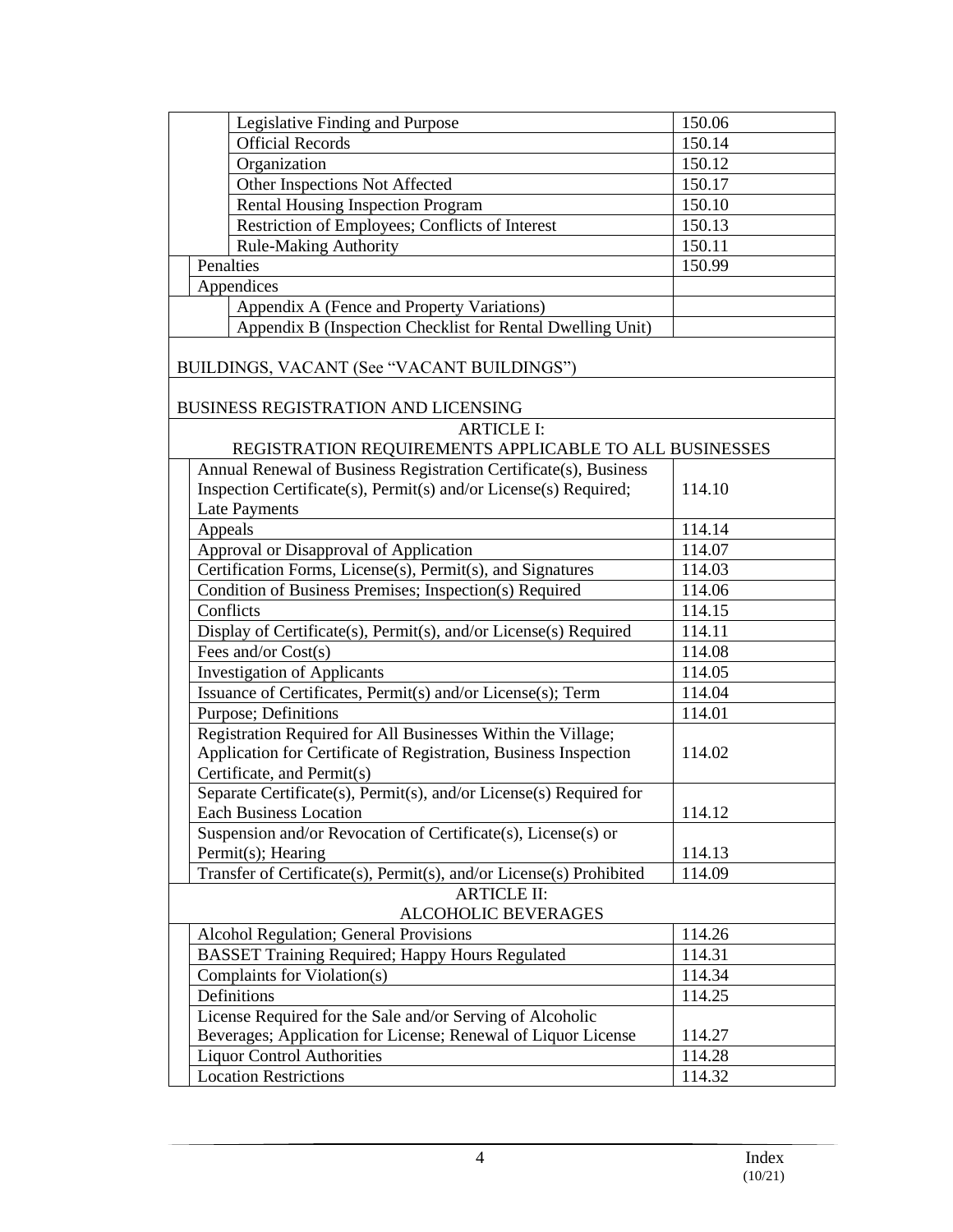| Entry | Section |
|---|---|
| Legislative Finding and Purpose | 150.06 |
| Official Records | 150.14 |
| Organization | 150.12 |
| Other Inspections Not Affected | 150.17 |
| Rental Housing Inspection Program | 150.10 |
| Restriction of Employees; Conflicts of Interest | 150.13 |
| Rule-Making Authority | 150.11 |
| Penalties | 150.99 |
| Appendices | |
| Appendix A (Fence and Property Variations) | |
| Appendix B (Inspection Checklist for Rental Dwelling Unit) | |

BUILDINGS, VACANT (See "VACANT BUILDINGS")

BUSINESS REGISTRATION AND LICENSING

| ARTICLE I: REGISTRATION REQUIREMENTS APPLICABLE TO ALL BUSINESSES | |
|---|---|
| Annual Renewal of Business Registration Certificate(s), Business Inspection Certificate(s), Permit(s) and/or License(s) Required; Late Payments | 114.10 |
| Appeals | 114.14 |
| Approval or Disapproval of Application | 114.07 |
| Certification Forms, License(s), Permit(s), and Signatures | 114.03 |
| Condition of Business Premises; Inspection(s) Required | 114.06 |
| Conflicts | 114.15 |
| Display of Certificate(s), Permit(s), and/or License(s) Required | 114.11 |
| Fees and/or Cost(s) | 114.08 |
| Investigation of Applicants | 114.05 |
| Issuance of Certificates, Permit(s) and/or License(s); Term | 114.04 |
| Purpose; Definitions | 114.01 |
| Registration Required for All Businesses Within the Village; Application for Certificate of Registration, Business Inspection Certificate, and Permit(s) | 114.02 |
| Separate Certificate(s), Permit(s), and/or License(s) Required for Each Business Location | 114.12 |
| Suspension and/or Revocation of Certificate(s), License(s) or Permit(s); Hearing | 114.13 |
| Transfer of Certificate(s), Permit(s), and/or License(s) Prohibited | 114.09 |
| **ARTICLE II: ALCOHOLIC BEVERAGES** | |
| Alcohol Regulation; General Provisions | 114.26 |
| BASSET Training Required; Happy Hours Regulated | 114.31 |
| Complaints for Violation(s) | 114.34 |
| Definitions | 114.25 |
| License Required for the Sale and/or Serving of Alcoholic Beverages; Application for License; Renewal of Liquor License | 114.27 |
| Liquor Control Authorities | 114.28 |
| Location Restrictions | 114.32 |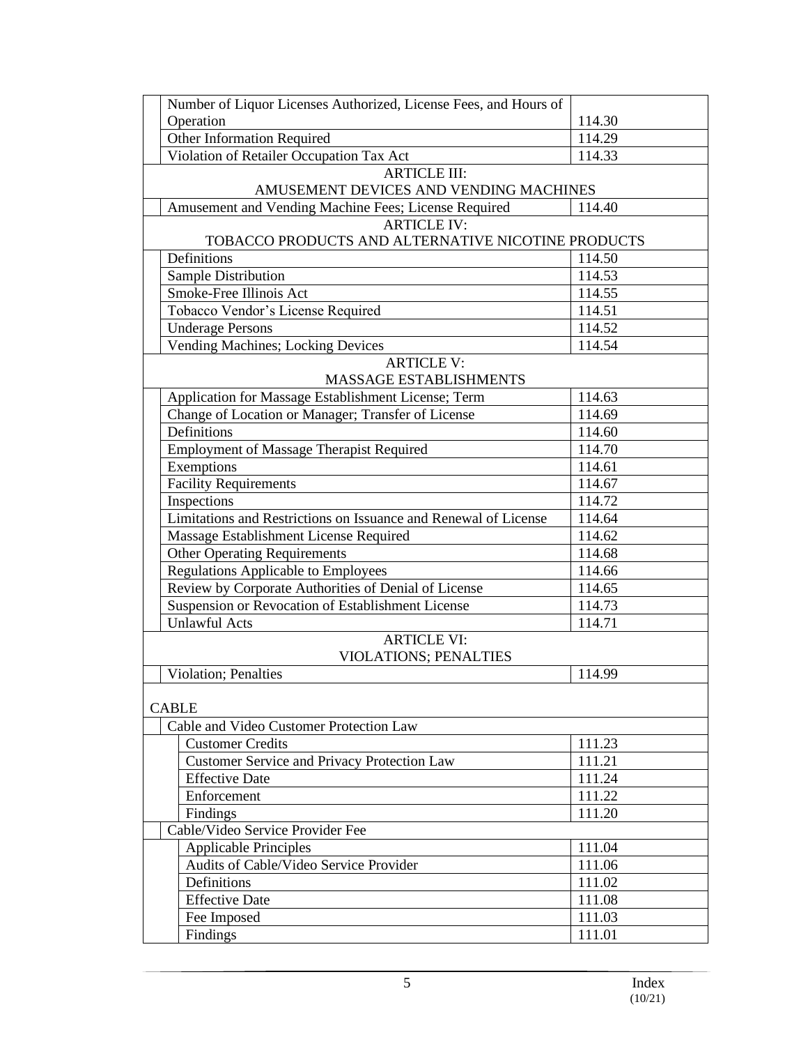| | |
|---|---|
| Number of Liquor Licenses Authorized, License Fees, and Hours of Operation | 114.30 |
| Other Information Required | 114.29 |
| Violation of Retailer Occupation Tax Act | 114.33 |
| **ARTICLE III: AMUSEMENT DEVICES AND VENDING MACHINES** | |
| Amusement and Vending Machine Fees; License Required | 114.40 |
| **ARTICLE IV: TOBACCO PRODUCTS AND ALTERNATIVE NICOTINE PRODUCTS** | |
| Definitions | 114.50 |
| Sample Distribution | 114.53 |
| Smoke-Free Illinois Act | 114.55 |
| Tobacco Vendor's License Required | 114.51 |
| Underage Persons | 114.52 |
| Vending Machines; Locking Devices | 114.54 |
| **ARTICLE V: MASSAGE ESTABLISHMENTS** | |
| Application for Massage Establishment License; Term | 114.63 |
| Change of Location or Manager; Transfer of License | 114.69 |
| Definitions | 114.60 |
| Employment of Massage Therapist Required | 114.70 |
| Exemptions | 114.61 |
| Facility Requirements | 114.67 |
| Inspections | 114.72 |
| Limitations and Restrictions on Issuance and Renewal of License | 114.64 |
| Massage Establishment License Required | 114.62 |
| Other Operating Requirements | 114.68 |
| Regulations Applicable to Employees | 114.66 |
| Review by Corporate Authorities of Denial of License | 114.65 |
| Suspension or Revocation of Establishment License | 114.73 |
| Unlawful Acts | 114.71 |
| **ARTICLE VI: VIOLATIONS; PENALTIES** | |
| Violation; Penalties | 114.99 |

CABLE

| | |
|---|---|
| **Cable and Video Customer Protection Law** | |
| Customer Credits | 111.23 |
| Customer Service and Privacy Protection Law | 111.21 |
| Effective Date | 111.24 |
| Enforcement | 111.22 |
| Findings | 111.20 |
| **Cable/Video Service Provider Fee** | |
| Applicable Principles | 111.04 |
| Audits of Cable/Video Service Provider | 111.06 |
| Definitions | 111.02 |
| Effective Date | 111.08 |
| Fee Imposed | 111.03 |
| Findings | 111.01 |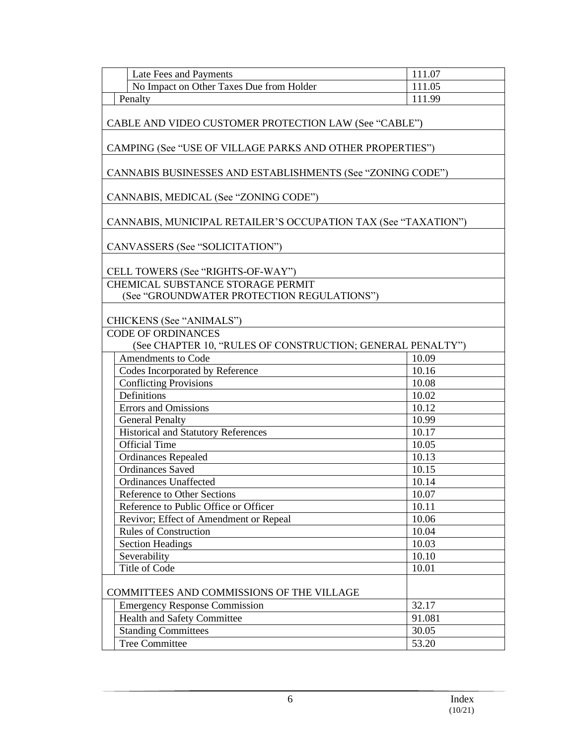| | |
|---|---|
| Late Fees and Payments | 111.07 |
| No Impact on Other Taxes Due from Holder | 111.05 |
| Penalty | 111.99 |
| CABLE AND VIDEO CUSTOMER PROTECTION LAW (See "CABLE") | |
| CAMPING (See "USE OF VILLAGE PARKS AND OTHER PROPERTIES") | |
| CANNABIS BUSINESSES AND ESTABLISHMENTS (See "ZONING CODE") | |
| CANNABIS, MEDICAL (See "ZONING CODE") | |
| CANNABIS, MUNICIPAL RETAILER'S OCCUPATION TAX (See "TAXATION") | |
| CANVASSERS (See "SOLICITATION") | |
| CELL TOWERS (See "RIGHTS-OF-WAY") | |
| CHEMICAL SUBSTANCE STORAGE PERMIT (See "GROUNDWATER PROTECTION REGULATIONS") | |
| CHICKENS (See "ANIMALS") | |
| CODE OF ORDINANCES (See CHAPTER 10, "RULES OF CONSTRUCTION; GENERAL PENALTY") | |
| Amendments to Code | 10.09 |
| Codes Incorporated by Reference | 10.16 |
| Conflicting Provisions | 10.08 |
| Definitions | 10.02 |
| Errors and Omissions | 10.12 |
| General Penalty | 10.99 |
| Historical and Statutory References | 10.17 |
| Official Time | 10.05 |
| Ordinances Repealed | 10.13 |
| Ordinances Saved | 10.15 |
| Ordinances Unaffected | 10.14 |
| Reference to Other Sections | 10.07 |
| Reference to Public Office or Officer | 10.11 |
| Revivor; Effect of Amendment or Repeal | 10.06 |
| Rules of Construction | 10.04 |
| Section Headings | 10.03 |
| Severability | 10.10 |
| Title of Code | 10.01 |
| COMMITTEES AND COMMISSIONS OF THE VILLAGE | |
| Emergency Response Commission | 32.17 |
| Health and Safety Committee | 91.081 |
| Standing Committees | 30.05 |
| Tree Committee | 53.20 |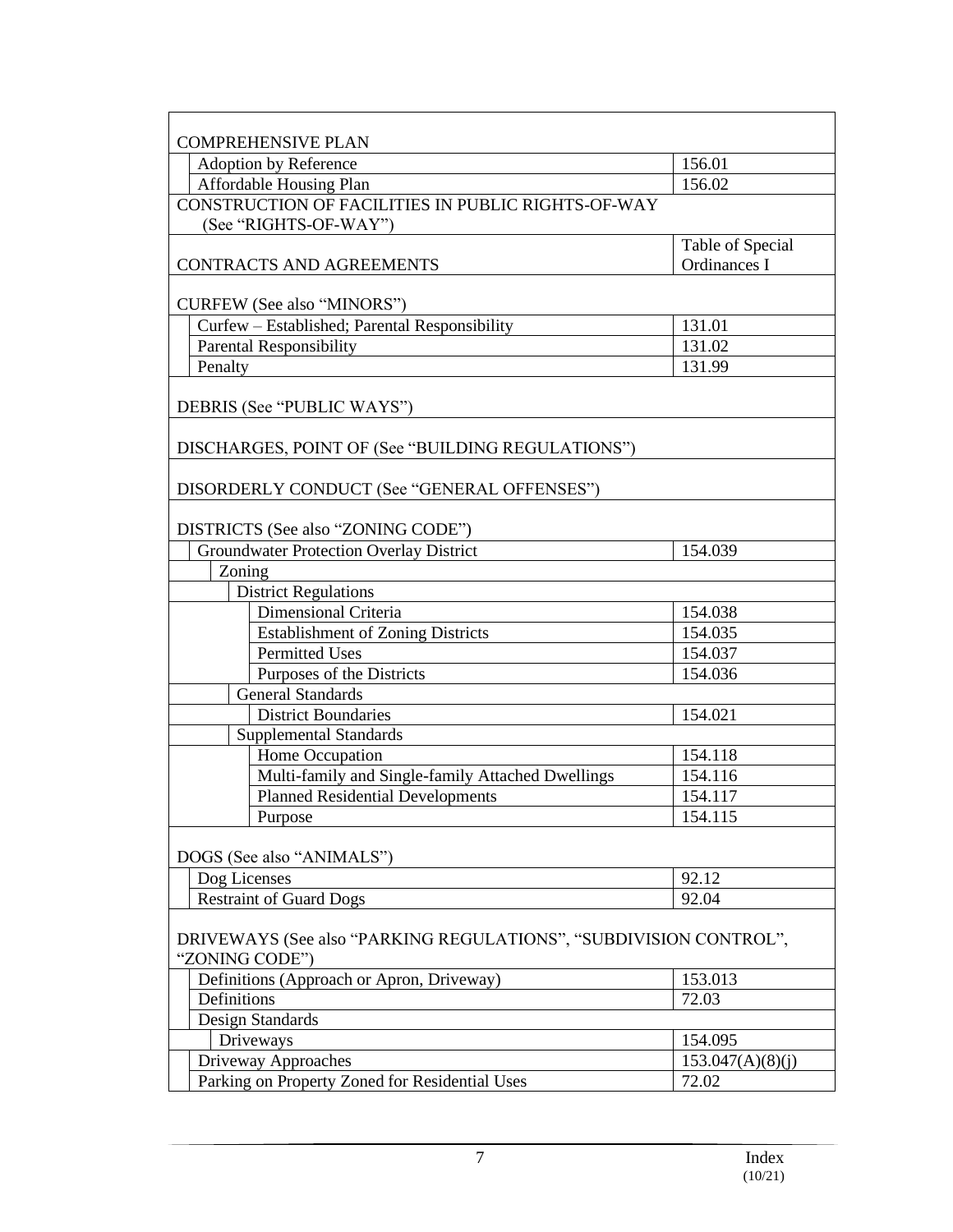| Entry | Section |
|---|---|
| COMPREHENSIVE PLAN | |
| Adoption by Reference | 156.01 |
| Affordable Housing Plan | 156.02 |
| CONSTRUCTION OF FACILITIES IN PUBLIC RIGHTS-OF-WAY (See "RIGHTS-OF-WAY") | |
| CONTRACTS AND AGREEMENTS | Table of Special Ordinances I |
| CURFEW (See also "MINORS") | |
| Curfew – Established; Parental Responsibility | 131.01 |
| Parental Responsibility | 131.02 |
| Penalty | 131.99 |
| DEBRIS (See "PUBLIC WAYS") | |
| DISCHARGES, POINT OF (See "BUILDING REGULATIONS") | |
| DISORDERLY CONDUCT (See "GENERAL OFFENSES") | |
| DISTRICTS (See also "ZONING CODE") | |
| Groundwater Protection Overlay District | 154.039 |
| Zoning | |
| District Regulations | |
| Dimensional Criteria | 154.038 |
| Establishment of Zoning Districts | 154.035 |
| Permitted Uses | 154.037 |
| Purposes of the Districts | 154.036 |
| General Standards | |
| District Boundaries | 154.021 |
| Supplemental Standards | |
| Home Occupation | 154.118 |
| Multi-family and Single-family Attached Dwellings | 154.116 |
| Planned Residential Developments | 154.117 |
| Purpose | 154.115 |
| DOGS (See also "ANIMALS") | |
| Dog Licenses | 92.12 |
| Restraint of Guard Dogs | 92.04 |
| DRIVEWAYS (See also "PARKING REGULATIONS", "SUBDIVISION CONTROL", "ZONING CODE") | |
| Definitions (Approach or Apron, Driveway) | 153.013 |
| Definitions | 72.03 |
| Design Standards | |
| Driveways | 154.095 |
| Driveway Approaches | 153.047(A)(8)(j) |
| Parking on Property Zoned for Residential Uses | 72.02 |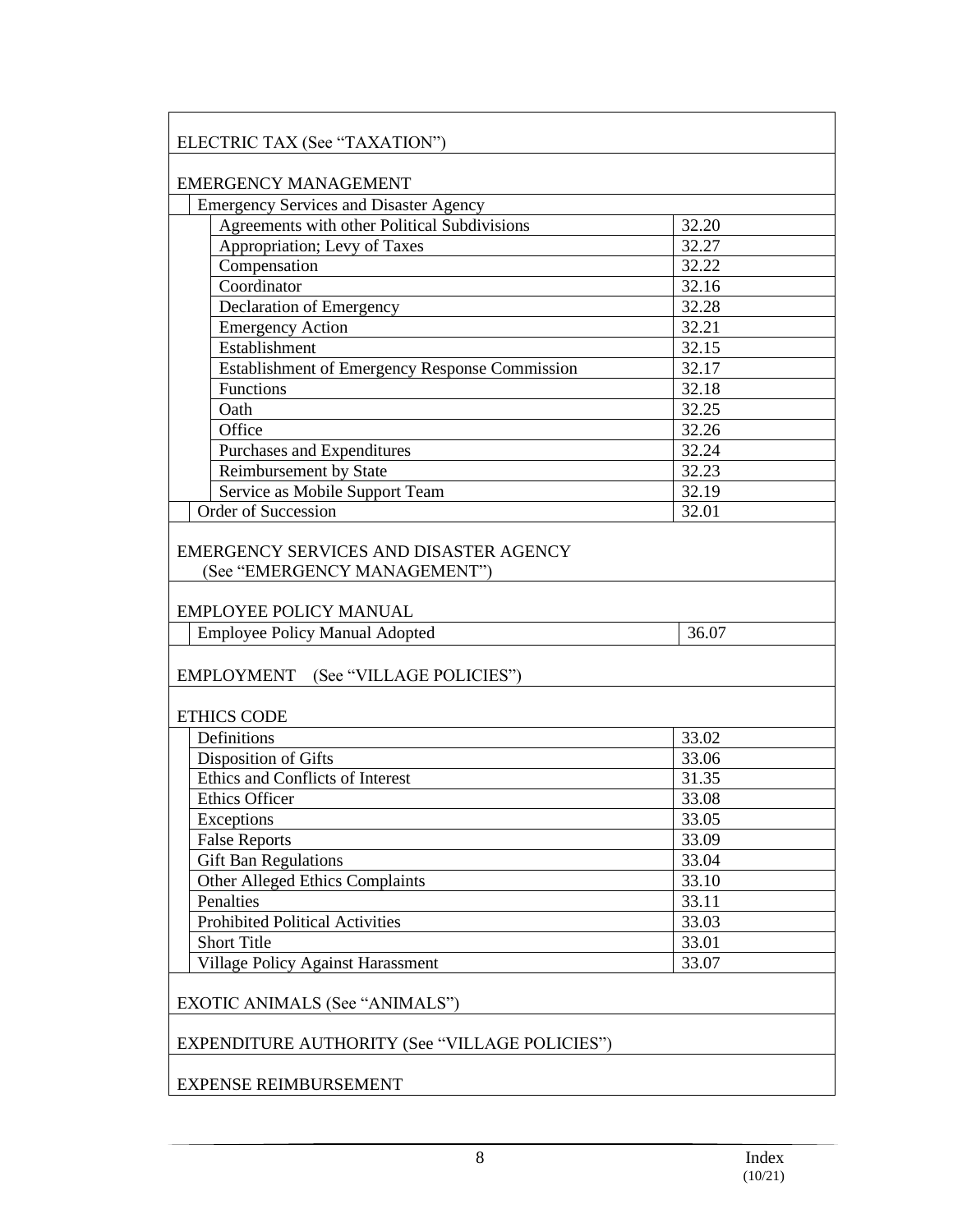| | |
|---|---|
| ELECTRIC TAX (See "TAXATION") | |
| EMERGENCY MANAGEMENT | |
| Emergency Services and Disaster Agency | |
| Agreements with other Political Subdivisions | 32.20 |
| Appropriation; Levy of Taxes | 32.27 |
| Compensation | 32.22 |
| Coordinator | 32.16 |
| Declaration of Emergency | 32.28 |
| Emergency Action | 32.21 |
| Establishment | 32.15 |
| Establishment of Emergency Response Commission | 32.17 |
| Functions | 32.18 |
| Oath | 32.25 |
| Office | 32.26 |
| Purchases and Expenditures | 32.24 |
| Reimbursement by State | 32.23 |
| Service as Mobile Support Team | 32.19 |
| Order of Succession | 32.01 |
| EMERGENCY SERVICES AND DISASTER AGENCY (See "EMERGENCY MANAGEMENT") | |
| EMPLOYEE POLICY MANUAL | |
| Employee Policy Manual Adopted | 36.07 |
| EMPLOYMENT (See "VILLAGE POLICIES") | |
| ETHICS CODE | |
| Definitions | 33.02 |
| Disposition of Gifts | 33.06 |
| Ethics and Conflicts of Interest | 31.35 |
| Ethics Officer | 33.08 |
| Exceptions | 33.05 |
| False Reports | 33.09 |
| Gift Ban Regulations | 33.04 |
| Other Alleged Ethics Complaints | 33.10 |
| Penalties | 33.11 |
| Prohibited Political Activities | 33.03 |
| Short Title | 33.01 |
| Village Policy Against Harassment | 33.07 |
| EXOTIC ANIMALS (See "ANIMALS") | |
| EXPENDITURE AUTHORITY (See "VILLAGE POLICIES") | |
| EXPENSE REIMBURSEMENT | |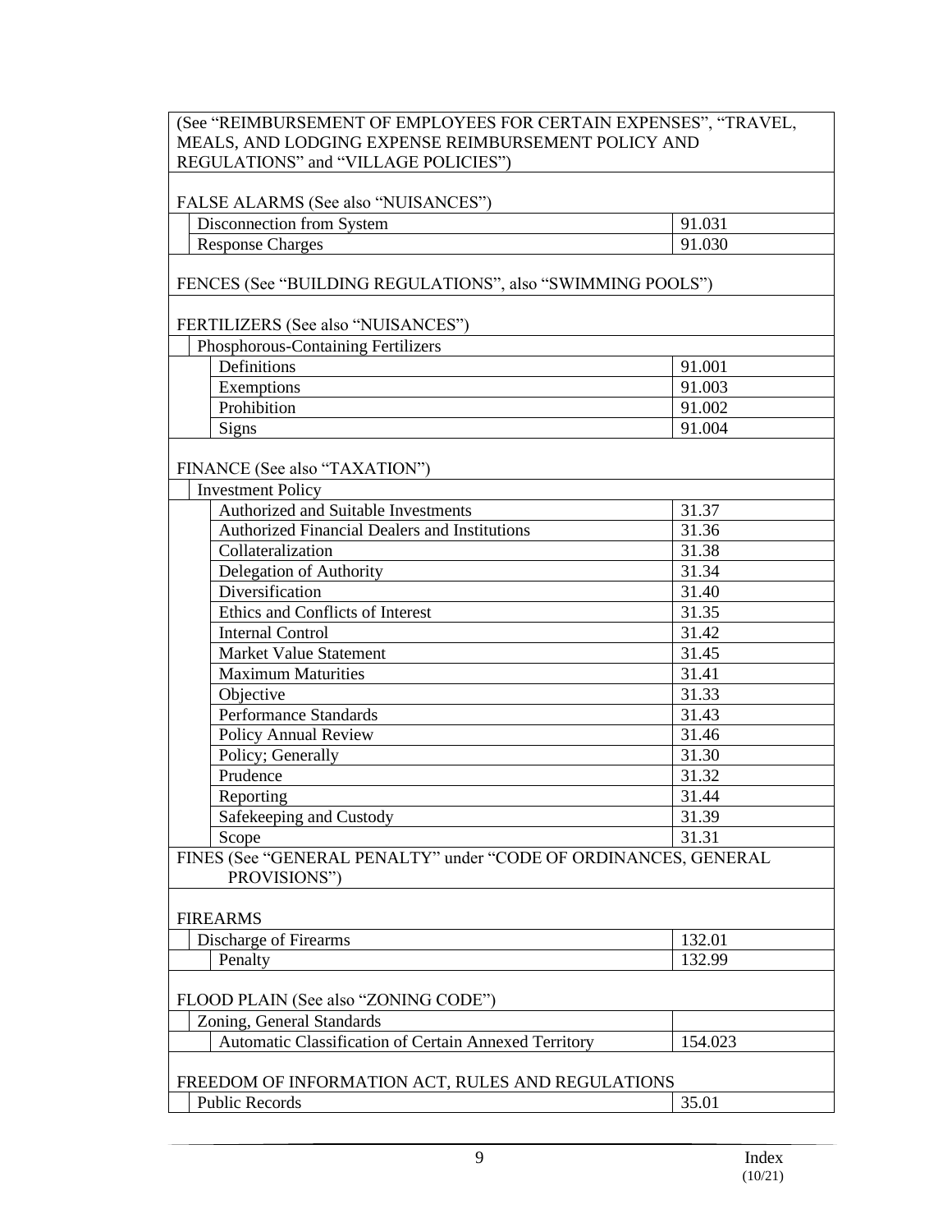(See “REIMBURSEMENT OF EMPLOYEES FOR CERTAIN EXPENSES”, “TRAVEL, MEALS, AND LODGING EXPENSE REIMBURSEMENT POLICY AND REGULATIONS” and “VILLAGE POLICIES”)

FALSE ALARMS (See also “NUISANCES”)

| | |
|---|---|
| Disconnection from System | 91.031 |
| Response Charges | 91.030 |

FENCES (See “BUILDING REGULATIONS”, also “SWIMMING POOLS”)

FERTILIZERS (See also “NUISANCES”)

| | |
|---|---|
| Phosphorous-Containing Fertilizers | |
| Definitions | 91.001 |
| Exemptions | 91.003 |
| Prohibition | 91.002 |
| Signs | 91.004 |

FINANCE (See also “TAXATION”)

| | |
|---|---|
| Investment Policy | |
| Authorized and Suitable Investments | 31.37 |
| Authorized Financial Dealers and Institutions | 31.36 |
| Collateralization | 31.38 |
| Delegation of Authority | 31.34 |
| Diversification | 31.40 |
| Ethics and Conflicts of Interest | 31.35 |
| Internal Control | 31.42 |
| Market Value Statement | 31.45 |
| Maximum Maturities | 31.41 |
| Objective | 31.33 |
| Performance Standards | 31.43 |
| Policy Annual Review | 31.46 |
| Policy; Generally | 31.30 |
| Prudence | 31.32 |
| Reporting | 31.44 |
| Safekeeping and Custody | 31.39 |
| Scope | 31.31 |

FINES (See “GENERAL PENALTY” under “CODE OF ORDINANCES, GENERAL PROVISIONS”)

FIREARMS

| | |
|---|---|
| Discharge of Firearms | 132.01 |
| Penalty | 132.99 |

FLOOD PLAIN (See also “ZONING CODE”)

| | |
|---|---|
| Zoning, General Standards | |
| Automatic Classification of Certain Annexed Territory | 154.023 |

FREEDOM OF INFORMATION ACT, RULES AND REGULATIONS

| | |
|---|---|
| Public Records | 35.01 |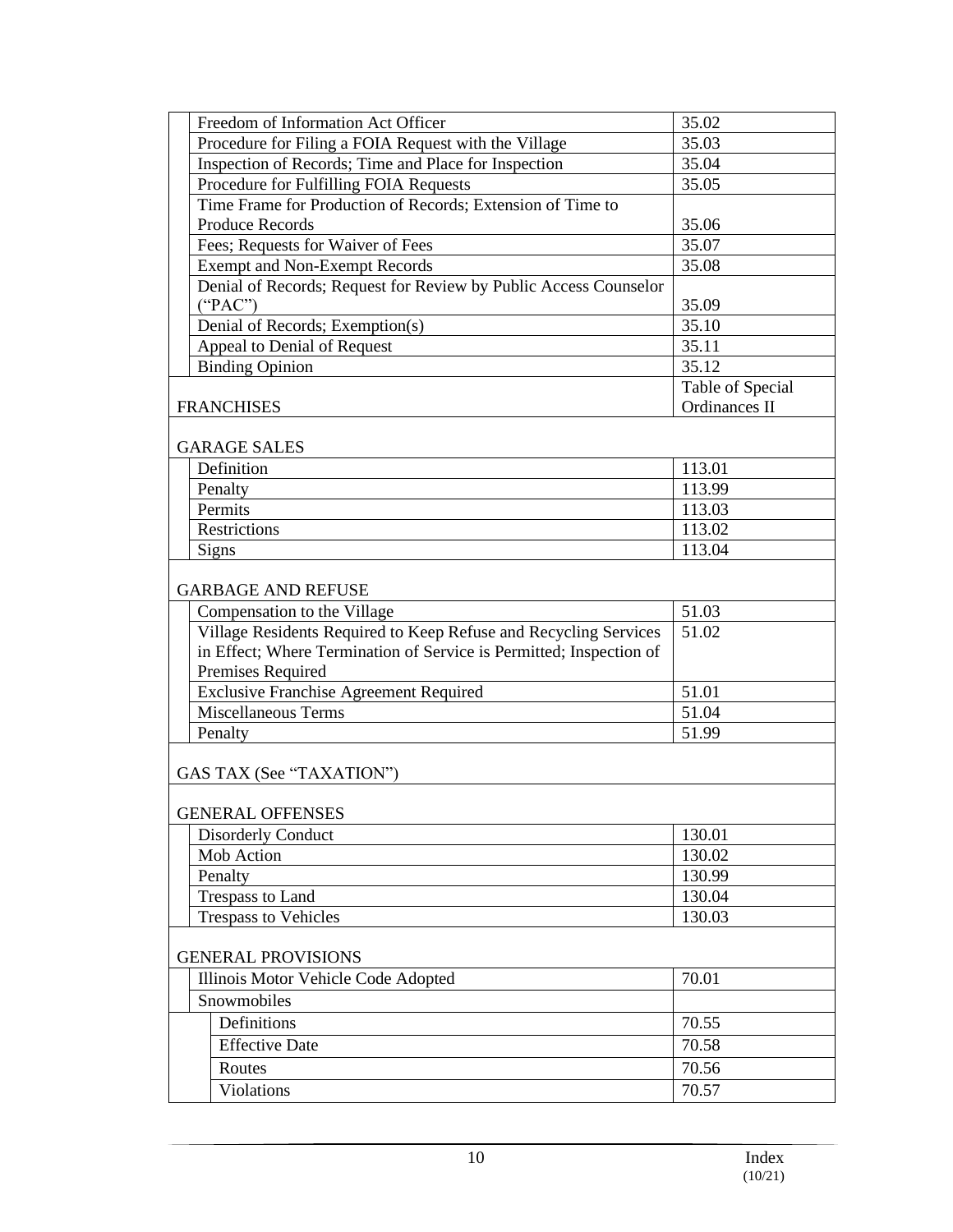| | |
|---|---|
| Freedom of Information Act Officer | 35.02 |
| Procedure for Filing a FOIA Request with the Village | 35.03 |
| Inspection of Records; Time and Place for Inspection | 35.04 |
| Procedure for Fulfilling FOIA Requests | 35.05 |
| Time Frame for Production of Records; Extension of Time to Produce Records | 35.06 |
| Fees; Requests for Waiver of Fees | 35.07 |
| Exempt and Non-Exempt Records | 35.08 |
| Denial of Records; Request for Review by Public Access Counselor ("PAC") | 35.09 |
| Denial of Records; Exemption(s) | 35.10 |
| Appeal to Denial of Request | 35.11 |
| Binding Opinion | 35.12 |
| FRANCHISES | Table of Special Ordinances II |
| GARAGE SALES | |
| Definition | 113.01 |
| Penalty | 113.99 |
| Permits | 113.03 |
| Restrictions | 113.02 |
| Signs | 113.04 |
| GARBAGE AND REFUSE | |
| Compensation to the Village | 51.03 |
| Village Residents Required to Keep Refuse and Recycling Services in Effect; Where Termination of Service is Permitted; Inspection of Premises Required | 51.02 |
| Exclusive Franchise Agreement Required | 51.01 |
| Miscellaneous Terms | 51.04 |
| Penalty | 51.99 |
| GAS TAX (See "TAXATION") | |
| GENERAL OFFENSES | |
| Disorderly Conduct | 130.01 |
| Mob Action | 130.02 |
| Penalty | 130.99 |
| Trespass to Land | 130.04 |
| Trespass to Vehicles | 130.03 |
| GENERAL PROVISIONS | |
| Illinois Motor Vehicle Code Adopted | 70.01 |
| Snowmobiles | |
| Definitions | 70.55 |
| Effective Date | 70.58 |
| Routes | 70.56 |
| Violations | 70.57 |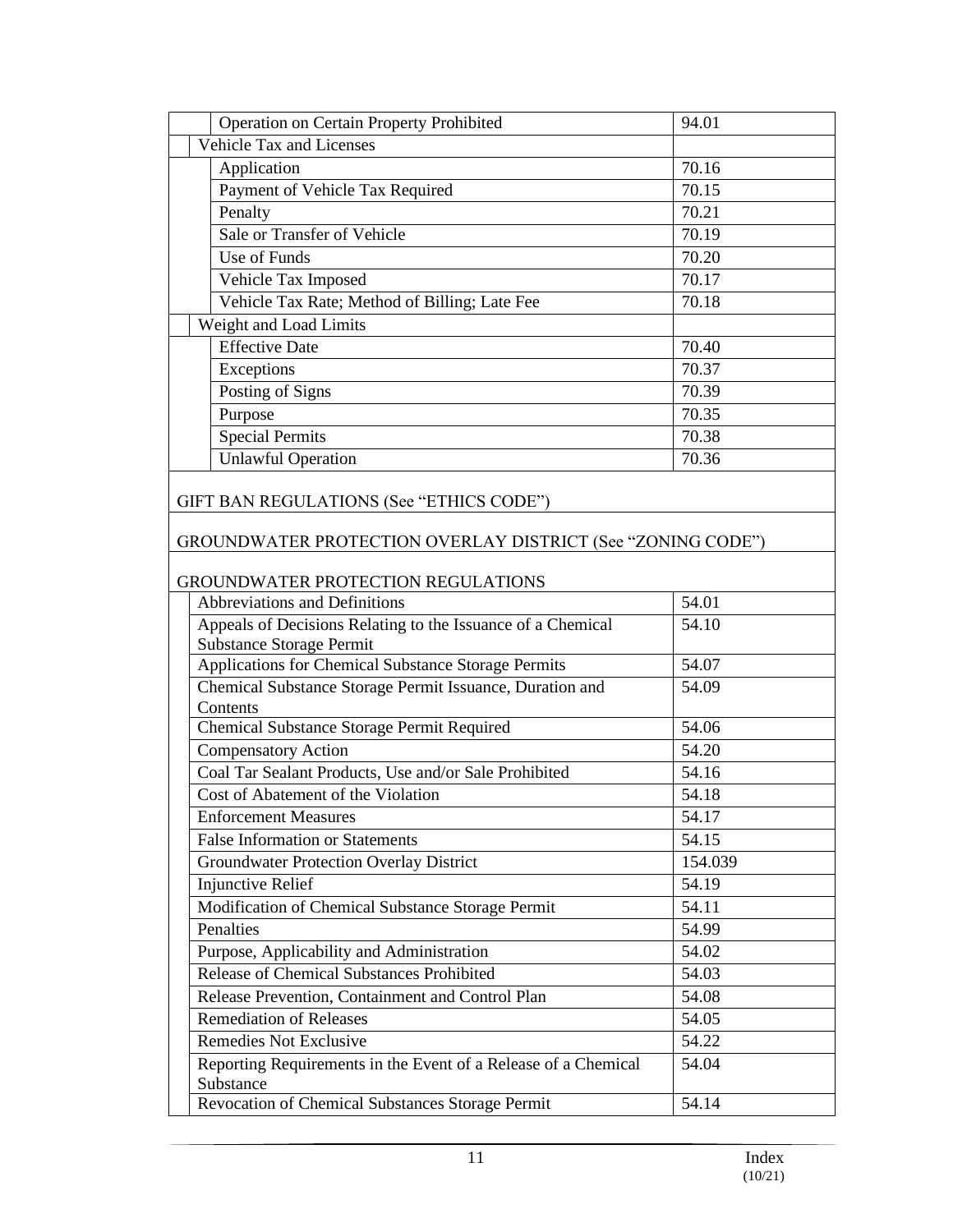| | |
|---|---|
| Operation on Certain Property Prohibited | 94.01 |
| Vehicle Tax and Licenses | |
| Application | 70.16 |
| Payment of Vehicle Tax Required | 70.15 |
| Penalty | 70.21 |
| Sale or Transfer of Vehicle | 70.19 |
| Use of Funds | 70.20 |
| Vehicle Tax Imposed | 70.17 |
| Vehicle Tax Rate; Method of Billing; Late Fee | 70.18 |
| Weight and Load Limits | |
| Effective Date | 70.40 |
| Exceptions | 70.37 |
| Posting of Signs | 70.39 |
| Purpose | 70.35 |
| Special Permits | 70.38 |
| Unlawful Operation | 70.36 |

GIFT BAN REGULATIONS (See "ETHICS CODE")

GROUNDWATER PROTECTION OVERLAY DISTRICT (See "ZONING CODE")

GROUNDWATER PROTECTION REGULATIONS

| | |
|---|---|
| Abbreviations and Definitions | 54.01 |
| Appeals of Decisions Relating to the Issuance of a Chemical Substance Storage Permit | 54.10 |
| Applications for Chemical Substance Storage Permits | 54.07 |
| Chemical Substance Storage Permit Issuance, Duration and Contents | 54.09 |
| Chemical Substance Storage Permit Required | 54.06 |
| Compensatory Action | 54.20 |
| Coal Tar Sealant Products, Use and/or Sale Prohibited | 54.16 |
| Cost of Abatement of the Violation | 54.18 |
| Enforcement Measures | 54.17 |
| False Information or Statements | 54.15 |
| Groundwater Protection Overlay District | 154.039 |
| Injunctive Relief | 54.19 |
| Modification of Chemical Substance Storage Permit | 54.11 |
| Penalties | 54.99 |
| Purpose, Applicability and Administration | 54.02 |
| Release of Chemical Substances Prohibited | 54.03 |
| Release Prevention, Containment and Control Plan | 54.08 |
| Remediation of Releases | 54.05 |
| Remedies Not Exclusive | 54.22 |
| Reporting Requirements in the Event of a Release of a Chemical Substance | 54.04 |
| Revocation of Chemical Substances Storage Permit | 54.14 |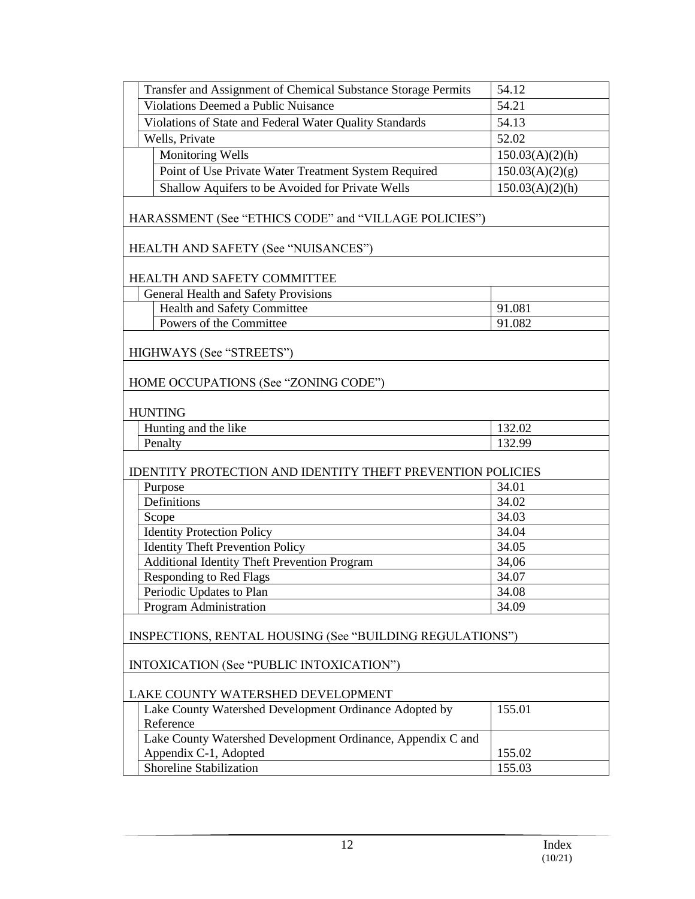| Entry | Section |
|---|---|
| Transfer and Assignment of Chemical Substance Storage Permits | 54.12 |
| Violations Deemed a Public Nuisance | 54.21 |
| Violations of State and Federal Water Quality Standards | 54.13 |
| Wells, Private | 52.02 |
| Monitoring Wells | 150.03(A)(2)(h) |
| Point of Use Private Water Treatment System Required | 150.03(A)(2)(g) |
| Shallow Aquifers to be Avoided for Private Wells | 150.03(A)(2)(h) |

HARASSMENT (See “ETHICS CODE” and “VILLAGE POLICIES”)

HEALTH AND SAFETY (See “NUISANCES”)

HEALTH AND SAFETY COMMITTEE

| Entry | Section |
|---|---|
| General Health and Safety Provisions | |
| Health and Safety Committee | 91.081 |
| Powers of the Committee | 91.082 |

HIGHWAYS (See “STREETS”)

HOME OCCUPATIONS (See “ZONING CODE”)

HUNTING

| Entry | Section |
|---|---|
| Hunting and the like | 132.02 |
| Penalty | 132.99 |

IDENTITY PROTECTION AND IDENTITY THEFT PREVENTION POLICIES

| Entry | Section |
|---|---|
| Purpose | 34.01 |
| Definitions | 34.02 |
| Scope | 34.03 |
| Identity Protection Policy | 34.04 |
| Identity Theft Prevention Policy | 34.05 |
| Additional Identity Theft Prevention Program | 34,06 |
| Responding to Red Flags | 34.07 |
| Periodic Updates to Plan | 34.08 |
| Program Administration | 34.09 |

INSPECTIONS, RENTAL HOUSING (See “BUILDING REGULATIONS”)

INTOXICATION (See “PUBLIC INTOXICATION”)

LAKE COUNTY WATERSHED DEVELOPMENT

| Entry | Section |
|---|---|
| Lake County Watershed Development Ordinance Adopted by Reference | 155.01 |
| Lake County Watershed Development Ordinance, Appendix C and Appendix C-1, Adopted | 155.02 |
| Shoreline Stabilization | 155.03 |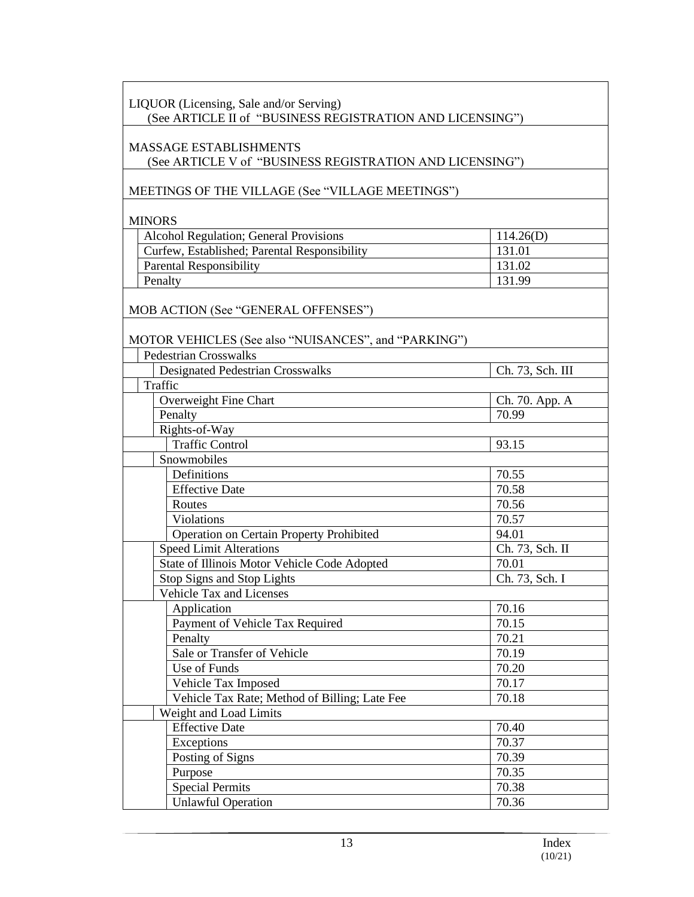LIQUOR (Licensing, Sale and/or Serving)
(See ARTICLE II of "BUSINESS REGISTRATION AND LICENSING")

MASSAGE ESTABLISHMENTS
(See ARTICLE V of "BUSINESS REGISTRATION AND LICENSING")

MEETINGS OF THE VILLAGE (See "VILLAGE MEETINGS")

MINORS

| Subject | Section |
|---|---|
| Alcohol Regulation; General Provisions | 114.26(D) |
| Curfew, Established; Parental Responsibility | 131.01 |
| Parental Responsibility | 131.02 |
| Penalty | 131.99 |

MOB ACTION (See "GENERAL OFFENSES")

MOTOR VEHICLES (See also "NUISANCES", and "PARKING")

| Subject | Section |
|---|---|
| Pedestrian Crosswalks | |
| Designated Pedestrian Crosswalks | Ch. 73, Sch. III |
| Traffic | |
| Overweight Fine Chart | Ch. 70. App. A |
| Penalty | 70.99 |
| Rights-of-Way | |
| Traffic Control | 93.15 |
| Snowmobiles | |
| Definitions | 70.55 |
| Effective Date | 70.58 |
| Routes | 70.56 |
| Violations | 70.57 |
| Operation on Certain Property Prohibited | 94.01 |
| Speed Limit Alterations | Ch. 73, Sch. II |
| State of Illinois Motor Vehicle Code Adopted | 70.01 |
| Stop Signs and Stop Lights | Ch. 73, Sch. I |
| Vehicle Tax and Licenses | |
| Application | 70.16 |
| Payment of Vehicle Tax Required | 70.15 |
| Penalty | 70.21 |
| Sale or Transfer of Vehicle | 70.19 |
| Use of Funds | 70.20 |
| Vehicle Tax Imposed | 70.17 |
| Vehicle Tax Rate; Method of Billing; Late Fee | 70.18 |
| Weight and Load Limits | |
| Effective Date | 70.40 |
| Exceptions | 70.37 |
| Posting of Signs | 70.39 |
| Purpose | 70.35 |
| Special Permits | 70.38 |
| Unlawful Operation | 70.36 |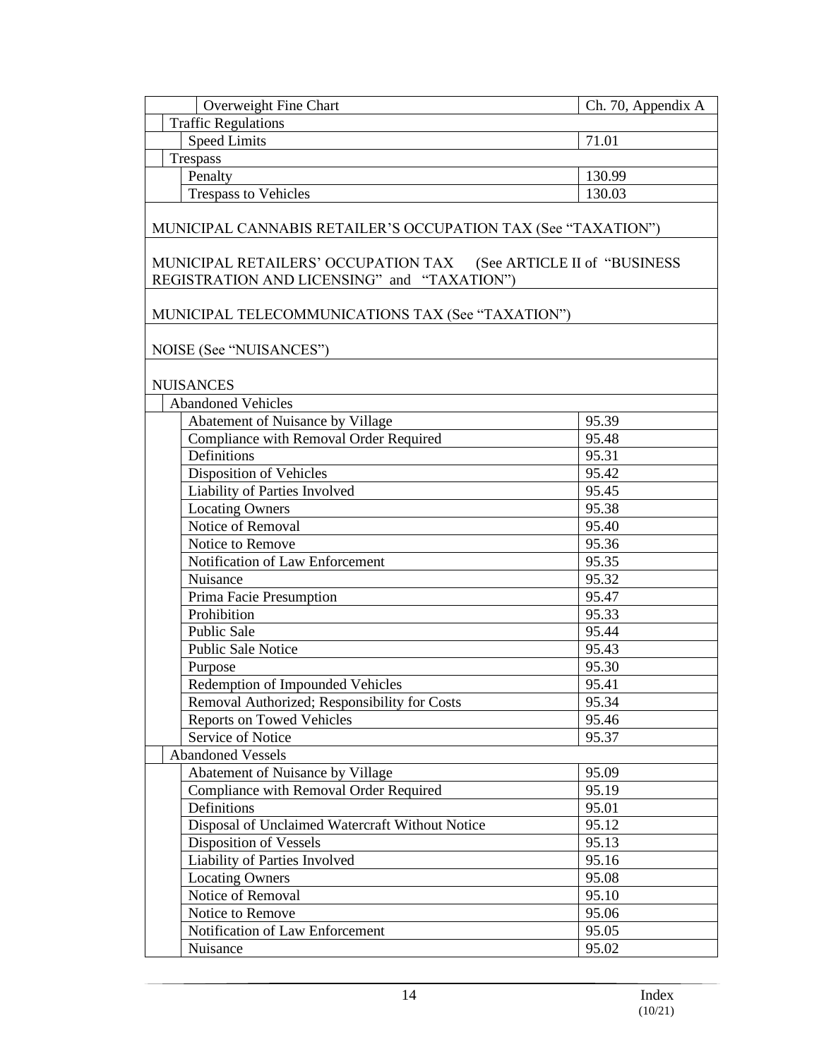| Entry | Section |
| --- | --- |
| Overweight Fine Chart | Ch. 70, Appendix A |
| **Traffic Regulations** | |
| Speed Limits | 71.01 |
| **Trespass** | |
| Penalty | 130.99 |
| Trespass to Vehicles | 130.03 |

MUNICIPAL CANNABIS RETAILER'S OCCUPATION TAX (See "TAXATION")

MUNICIPAL RETAILERS' OCCUPATION TAX (See ARTICLE II of "BUSINESS REGISTRATION AND LICENSING" and "TAXATION")

MUNICIPAL TELECOMMUNICATIONS TAX (See "TAXATION")

NOISE (See "NUISANCES")

NUISANCES

| Entry | Section |
| --- | --- |
| **Abandoned Vehicles** | |
| Abatement of Nuisance by Village | 95.39 |
| Compliance with Removal Order Required | 95.48 |
| Definitions | 95.31 |
| Disposition of Vehicles | 95.42 |
| Liability of Parties Involved | 95.45 |
| Locating Owners | 95.38 |
| Notice of Removal | 95.40 |
| Notice to Remove | 95.36 |
| Notification of Law Enforcement | 95.35 |
| Nuisance | 95.32 |
| Prima Facie Presumption | 95.47 |
| Prohibition | 95.33 |
| Public Sale | 95.44 |
| Public Sale Notice | 95.43 |
| Purpose | 95.30 |
| Redemption of Impounded Vehicles | 95.41 |
| Removal Authorized; Responsibility for Costs | 95.34 |
| Reports on Towed Vehicles | 95.46 |
| Service of Notice | 95.37 |
| **Abandoned Vessels** | |
| Abatement of Nuisance by Village | 95.09 |
| Compliance with Removal Order Required | 95.19 |
| Definitions | 95.01 |
| Disposal of Unclaimed Watercraft Without Notice | 95.12 |
| Disposition of Vessels | 95.13 |
| Liability of Parties Involved | 95.16 |
| Locating Owners | 95.08 |
| Notice of Removal | 95.10 |
| Notice to Remove | 95.06 |
| Notification of Law Enforcement | 95.05 |
| Nuisance | 95.02 |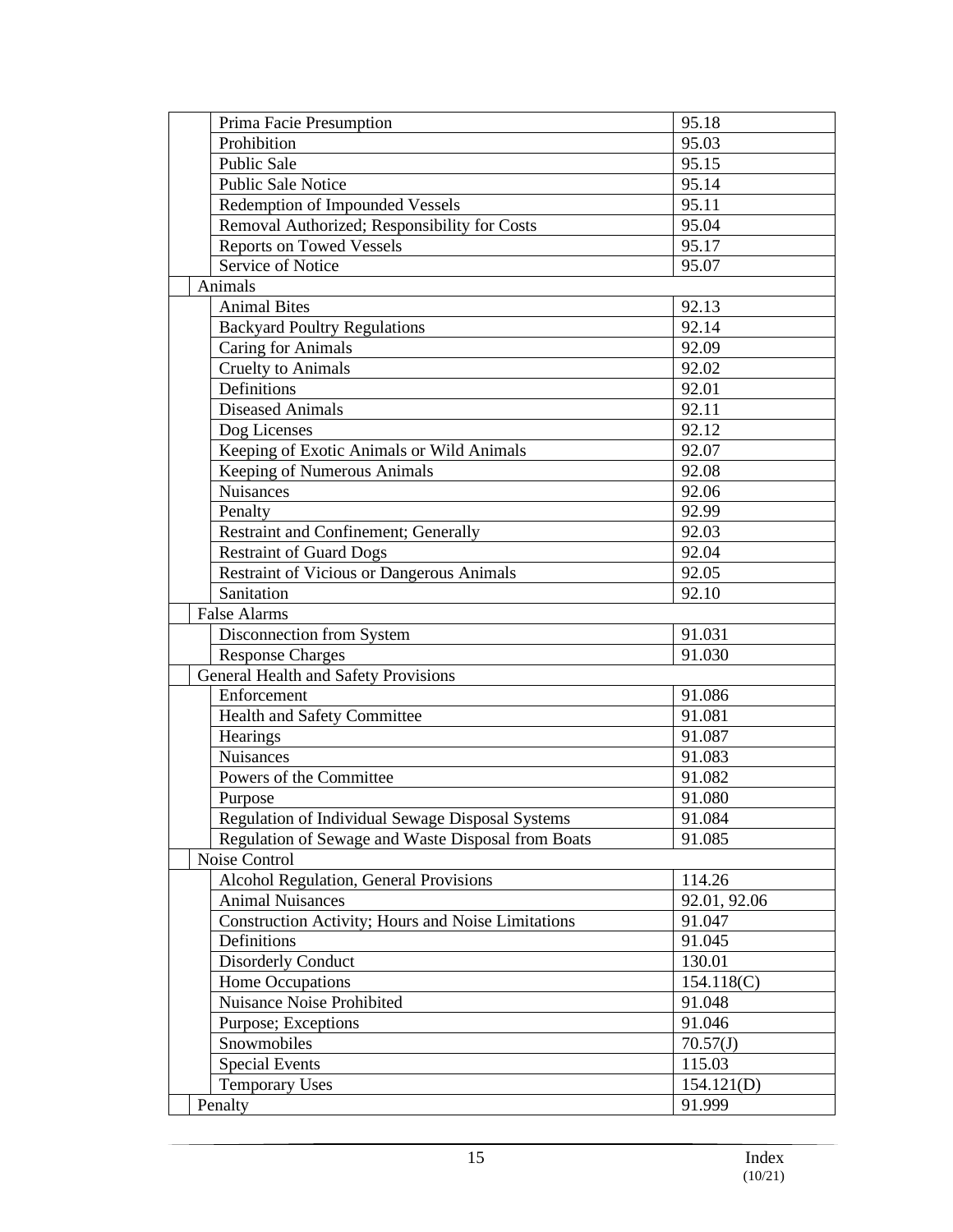| | | |
|---|---|---|
| | Prima Facie Presumption | 95.18 |
| | Prohibition | 95.03 |
| | Public Sale | 95.15 |
| | Public Sale Notice | 95.14 |
| | Redemption of Impounded Vessels | 95.11 |
| | Removal Authorized; Responsibility for Costs | 95.04 |
| | Reports on Towed Vessels | 95.17 |
| | Service of Notice | 95.07 |
| Animals | | |
| | Animal Bites | 92.13 |
| | Backyard Poultry Regulations | 92.14 |
| | Caring for Animals | 92.09 |
| | Cruelty to Animals | 92.02 |
| | Definitions | 92.01 |
| | Diseased Animals | 92.11 |
| | Dog Licenses | 92.12 |
| | Keeping of Exotic Animals or Wild Animals | 92.07 |
| | Keeping of Numerous Animals | 92.08 |
| | Nuisances | 92.06 |
| | Penalty | 92.99 |
| | Restraint and Confinement; Generally | 92.03 |
| | Restraint of Guard Dogs | 92.04 |
| | Restraint of Vicious or Dangerous Animals | 92.05 |
| | Sanitation | 92.10 |
| False Alarms | | |
| | Disconnection from System | 91.031 |
| | Response Charges | 91.030 |
| General Health and Safety Provisions | | |
| | Enforcement | 91.086 |
| | Health and Safety Committee | 91.081 |
| | Hearings | 91.087 |
| | Nuisances | 91.083 |
| | Powers of the Committee | 91.082 |
| | Purpose | 91.080 |
| | Regulation of Individual Sewage Disposal Systems | 91.084 |
| | Regulation of Sewage and Waste Disposal from Boats | 91.085 |
| Noise Control | | |
| | Alcohol Regulation, General Provisions | 114.26 |
| | Animal Nuisances | 92.01, 92.06 |
| | Construction Activity; Hours and Noise Limitations | 91.047 |
| | Definitions | 91.045 |
| | Disorderly Conduct | 130.01 |
| | Home Occupations | 154.118(C) |
| | Nuisance Noise Prohibited | 91.048 |
| | Purpose; Exceptions | 91.046 |
| | Snowmobiles | 70.57(J) |
| | Special Events | 115.03 |
| | Temporary Uses | 154.121(D) |
| Penalty | | 91.999 |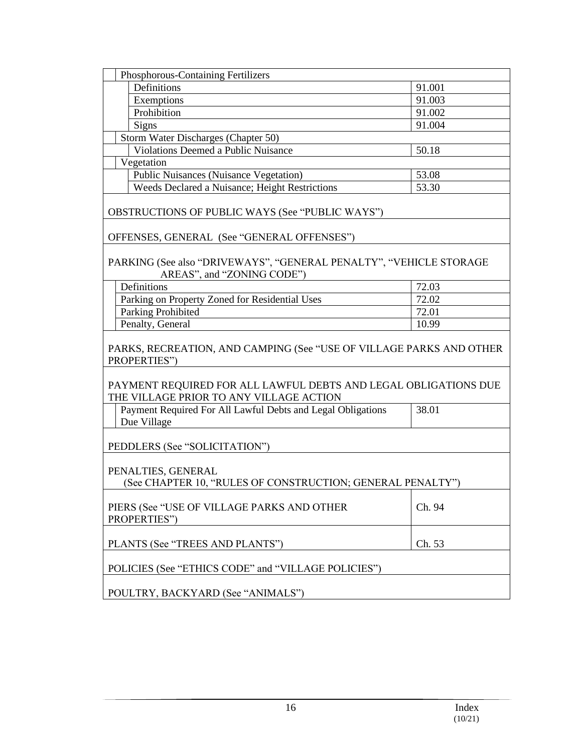| Entry | Section |
|---|---|
| Phosphorous-Containing Fertilizers | |
| Definitions | 91.001 |
| Exemptions | 91.003 |
| Prohibition | 91.002 |
| Signs | 91.004 |
| Storm Water Discharges (Chapter 50) | |
| Violations Deemed a Public Nuisance | 50.18 |
| Vegetation | |
| Public Nuisances (Nuisance Vegetation) | 53.08 |
| Weeds Declared a Nuisance; Height Restrictions | 53.30 |
| OBSTRUCTIONS OF PUBLIC WAYS (See “PUBLIC WAYS”) | |
| OFFENSES, GENERAL (See “GENERAL OFFENSES”) | |
| PARKING (See also “DRIVEWAYS”, “GENERAL PENALTY”, “VEHICLE STORAGE AREAS”, and “ZONING CODE”) | |
| Definitions | 72.03 |
| Parking on Property Zoned for Residential Uses | 72.02 |
| Parking Prohibited | 72.01 |
| Penalty, General | 10.99 |
| PARKS, RECREATION, AND CAMPING (See “USE OF VILLAGE PARKS AND OTHER PROPERTIES”) | |
| PAYMENT REQUIRED FOR ALL LAWFUL DEBTS AND LEGAL OBLIGATIONS DUE THE VILLAGE PRIOR TO ANY VILLAGE ACTION | |
| Payment Required For All Lawful Debts and Legal Obligations Due Village | 38.01 |
| PEDDLERS (See “SOLICITATION”) | |
| PENALTIES, GENERAL (See CHAPTER 10, “RULES OF CONSTRUCTION; GENERAL PENALTY”) | |
| PIERS (See “USE OF VILLAGE PARKS AND OTHER PROPERTIES”) | Ch. 94 |
| PLANTS (See “TREES AND PLANTS”) | Ch. 53 |
| POLICIES (See “ETHICS CODE” and “VILLAGE POLICIES”) | |
| POULTRY, BACKYARD (See “ANIMALS”) | |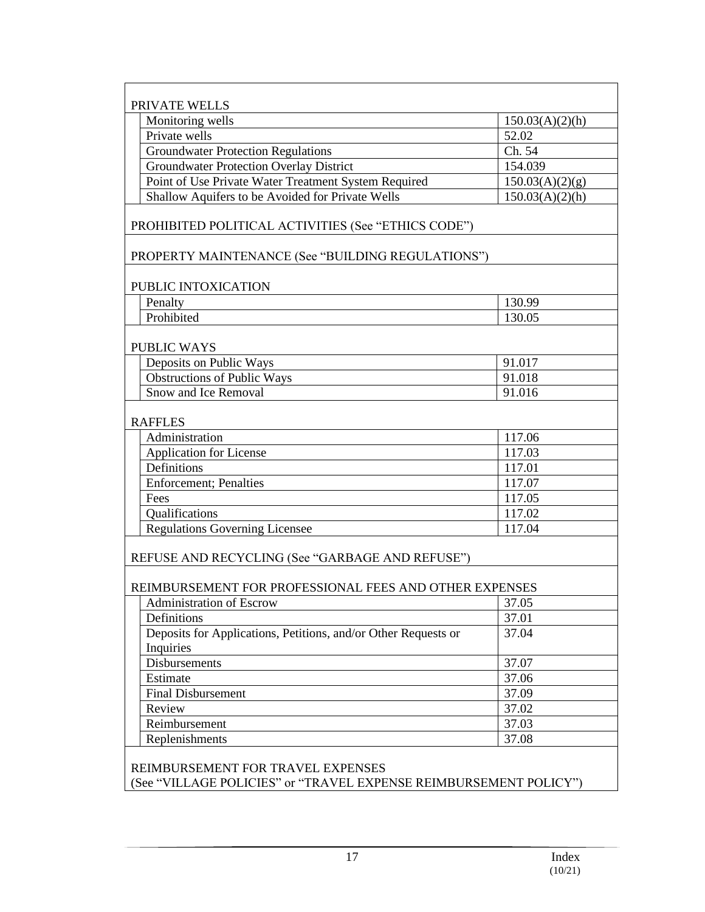| PRIVATE WELLS | |
|---|---|
| Monitoring wells | 150.03(A)(2)(h) |
| Private wells | 52.02 |
| Groundwater Protection Regulations | Ch. 54 |
| Groundwater Protection Overlay District | 154.039 |
| Point of Use Private Water Treatment System Required | 150.03(A)(2)(g) |
| Shallow Aquifers to be Avoided for Private Wells | 150.03(A)(2)(h) |

PROHIBITED POLITICAL ACTIVITIES (See "ETHICS CODE")

PROPERTY MAINTENANCE (See "BUILDING REGULATIONS")

| PUBLIC INTOXICATION | |
|---|---|
| Penalty | 130.99 |
| Prohibited | 130.05 |

| PUBLIC WAYS | |
|---|---|
| Deposits on Public Ways | 91.017 |
| Obstructions of Public Ways | 91.018 |
| Snow and Ice Removal | 91.016 |

| RAFFLES | |
|---|---|
| Administration | 117.06 |
| Application for License | 117.03 |
| Definitions | 117.01 |
| Enforcement; Penalties | 117.07 |
| Fees | 117.05 |
| Qualifications | 117.02 |
| Regulations Governing Licensee | 117.04 |

REFUSE AND RECYCLING (See "GARBAGE AND REFUSE")

| REIMBURSEMENT FOR PROFESSIONAL FEES AND OTHER EXPENSES | |
|---|---|
| Administration of Escrow | 37.05 |
| Definitions | 37.01 |
| Deposits for Applications, Petitions, and/or Other Requests or Inquiries | 37.04 |
| Disbursements | 37.07 |
| Estimate | 37.06 |
| Final Disbursement | 37.09 |
| Review | 37.02 |
| Reimbursement | 37.03 |
| Replenishments | 37.08 |

REIMBURSEMENT FOR TRAVEL EXPENSES
(See "VILLAGE POLICIES" or "TRAVEL EXPENSE REIMBURSEMENT POLICY")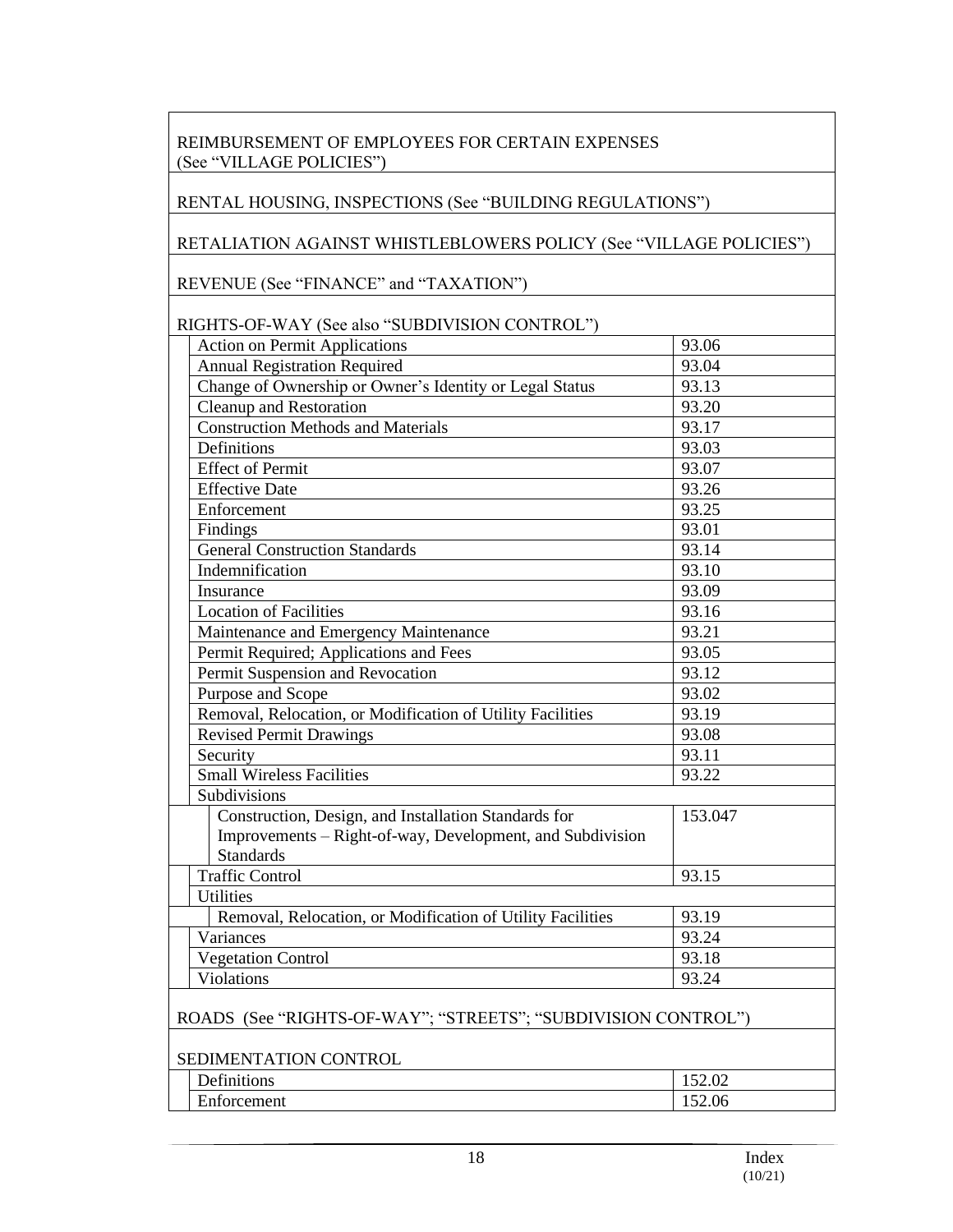REIMBURSEMENT OF EMPLOYEES FOR CERTAIN EXPENSES (See "VILLAGE POLICIES")

RENTAL HOUSING, INSPECTIONS (See "BUILDING REGULATIONS")

RETALIATION AGAINST WHISTLEBLOWERS POLICY (See "VILLAGE POLICIES")

REVENUE (See "FINANCE" and "TAXATION")

RIGHTS-OF-WAY (See also "SUBDIVISION CONTROL")

| Subject | Section |
| --- | --- |
| Action on Permit Applications | 93.06 |
| Annual Registration Required | 93.04 |
| Change of Ownership or Owner's Identity or Legal Status | 93.13 |
| Cleanup and Restoration | 93.20 |
| Construction Methods and Materials | 93.17 |
| Definitions | 93.03 |
| Effect of Permit | 93.07 |
| Effective Date | 93.26 |
| Enforcement | 93.25 |
| Findings | 93.01 |
| General Construction Standards | 93.14 |
| Indemnification | 93.10 |
| Insurance | 93.09 |
| Location of Facilities | 93.16 |
| Maintenance and Emergency Maintenance | 93.21 |
| Permit Required; Applications and Fees | 93.05 |
| Permit Suspension and Revocation | 93.12 |
| Purpose and Scope | 93.02 |
| Removal, Relocation, or Modification of Utility Facilities | 93.19 |
| Revised Permit Drawings | 93.08 |
| Security | 93.11 |
| Small Wireless Facilities | 93.22 |
| Subdivisions | |
| &nbsp;&nbsp;&nbsp;&nbsp;Construction, Design, and Installation Standards for Improvements – Right-of-way, Development, and Subdivision Standards | 153.047 |
| Traffic Control | 93.15 |
| Utilities | |
| &nbsp;&nbsp;&nbsp;&nbsp;Removal, Relocation, or Modification of Utility Facilities | 93.19 |
| Variances | 93.24 |
| Vegetation Control | 93.18 |
| Violations | 93.24 |

ROADS (See "RIGHTS-OF-WAY"; "STREETS"; "SUBDIVISION CONTROL")

SEDIMENTATION CONTROL

| Subject | Section |
| --- | --- |
| Definitions | 152.02 |
| Enforcement | 152.06 |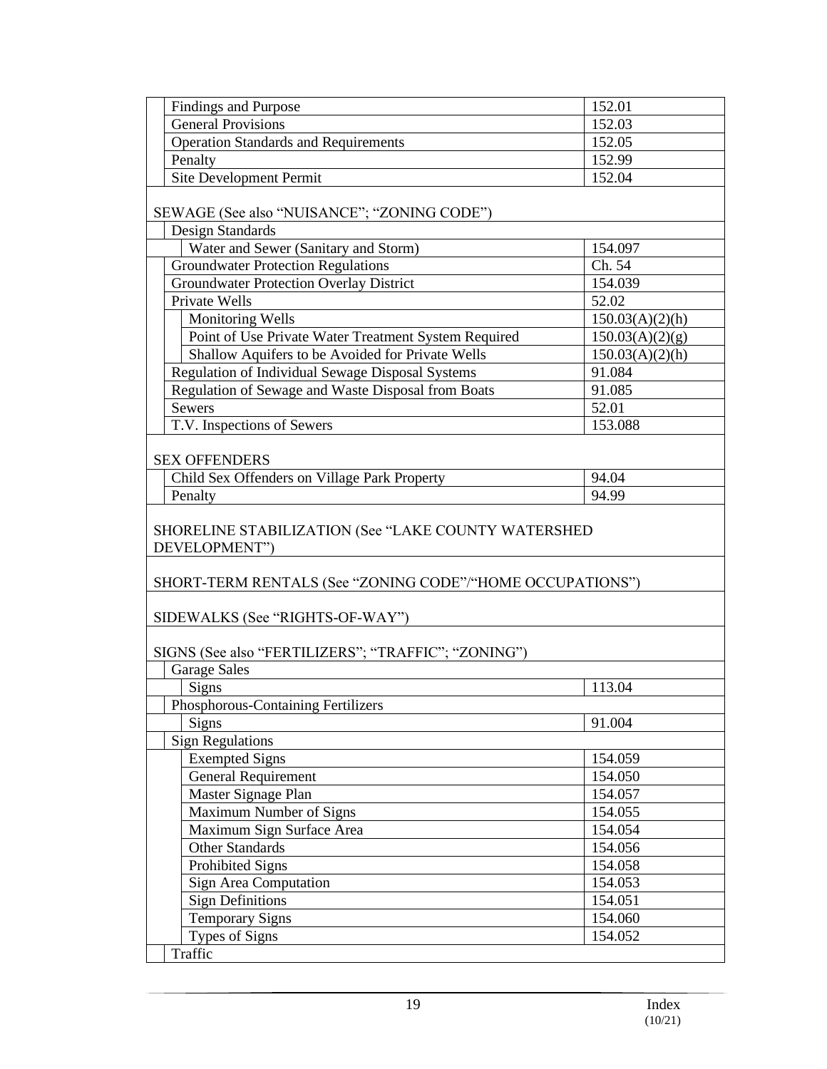| Entry | Section |
|---|---|
| Findings and Purpose | 152.01 |
| General Provisions | 152.03 |
| Operation Standards and Requirements | 152.05 |
| Penalty | 152.99 |
| Site Development Permit | 152.04 |

SEWAGE (See also "NUISANCE"; "ZONING CODE")

| Entry | Section |
|---|---|
| Design Standards | |
| Water and Sewer (Sanitary and Storm) | 154.097 |
| Groundwater Protection Regulations | Ch. 54 |
| Groundwater Protection Overlay District | 154.039 |
| Private Wells | 52.02 |
| Monitoring Wells | 150.03(A)(2)(h) |
| Point of Use Private Water Treatment System Required | 150.03(A)(2)(g) |
| Shallow Aquifers to be Avoided for Private Wells | 150.03(A)(2)(h) |
| Regulation of Individual Sewage Disposal Systems | 91.084 |
| Regulation of Sewage and Waste Disposal from Boats | 91.085 |
| Sewers | 52.01 |
| T.V. Inspections of Sewers | 153.088 |

SEX OFFENDERS

| Entry | Section |
|---|---|
| Child Sex Offenders on Village Park Property | 94.04 |
| Penalty | 94.99 |

SHORELINE STABILIZATION (See "LAKE COUNTY WATERSHED DEVELOPMENT")

SHORT-TERM RENTALS (See "ZONING CODE"/"HOME OCCUPATIONS")

SIDEWALKS (See "RIGHTS-OF-WAY")

SIGNS (See also "FERTILIZERS"; "TRAFFIC"; "ZONING")

| Entry | Section |
|---|---|
| Garage Sales | |
| Signs | 113.04 |
| Phosphorous-Containing Fertilizers | |
| Signs | 91.004 |
| Sign Regulations | |
| Exempted Signs | 154.059 |
| General Requirement | 154.050 |
| Master Signage Plan | 154.057 |
| Maximum Number of Signs | 154.055 |
| Maximum Sign Surface Area | 154.054 |
| Other Standards | 154.056 |
| Prohibited Signs | 154.058 |
| Sign Area Computation | 154.053 |
| Sign Definitions | 154.051 |
| Temporary Signs | 154.060 |
| Types of Signs | 154.052 |
| Traffic | |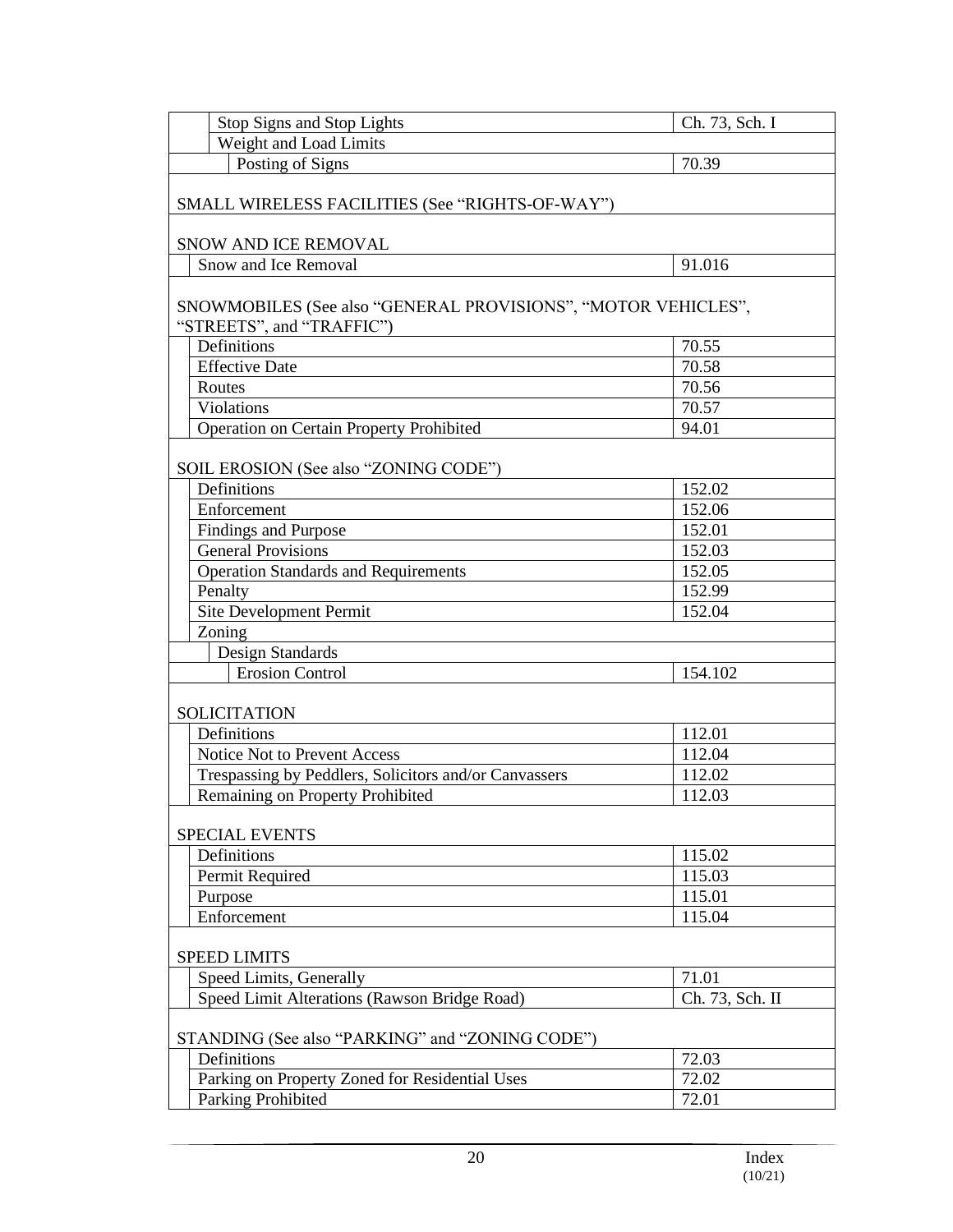| Entry | Section |
|---|---|
| Stop Signs and Stop Lights | Ch. 73, Sch. I |
| Weight and Load Limits | |
| Posting of Signs | 70.39 |

SMALL WIRELESS FACILITIES (See “RIGHTS-OF-WAY”)

SNOW AND ICE REMOVAL

| Entry | Section |
|---|---|
| Snow and Ice Removal | 91.016 |

SNOWMOBILES (See also “GENERAL PROVISIONS”, “MOTOR VEHICLES”, “STREETS”, and “TRAFFIC”)

| Entry | Section |
|---|---|
| Definitions | 70.55 |
| Effective Date | 70.58 |
| Routes | 70.56 |
| Violations | 70.57 |
| Operation on Certain Property Prohibited | 94.01 |

SOIL EROSION (See also “ZONING CODE”)

| Entry | Section |
|---|---|
| Definitions | 152.02 |
| Enforcement | 152.06 |
| Findings and Purpose | 152.01 |
| General Provisions | 152.03 |
| Operation Standards and Requirements | 152.05 |
| Penalty | 152.99 |
| Site Development Permit | 152.04 |
| Zoning | |
| Design Standards | |
| Erosion Control | 154.102 |

SOLICITATION

| Entry | Section |
|---|---|
| Definitions | 112.01 |
| Notice Not to Prevent Access | 112.04 |
| Trespassing by Peddlers, Solicitors and/or Canvassers | 112.02 |
| Remaining on Property Prohibited | 112.03 |

SPECIAL EVENTS

| Entry | Section |
|---|---|
| Definitions | 115.02 |
| Permit Required | 115.03 |
| Purpose | 115.01 |
| Enforcement | 115.04 |

SPEED LIMITS

| Entry | Section |
|---|---|
| Speed Limits, Generally | 71.01 |
| Speed Limit Alterations (Rawson Bridge Road) | Ch. 73, Sch. II |

STANDING (See also “PARKING” and “ZONING CODE”)

| Entry | Section |
|---|---|
| Definitions | 72.03 |
| Parking on Property Zoned for Residential Uses | 72.02 |
| Parking Prohibited | 72.01 |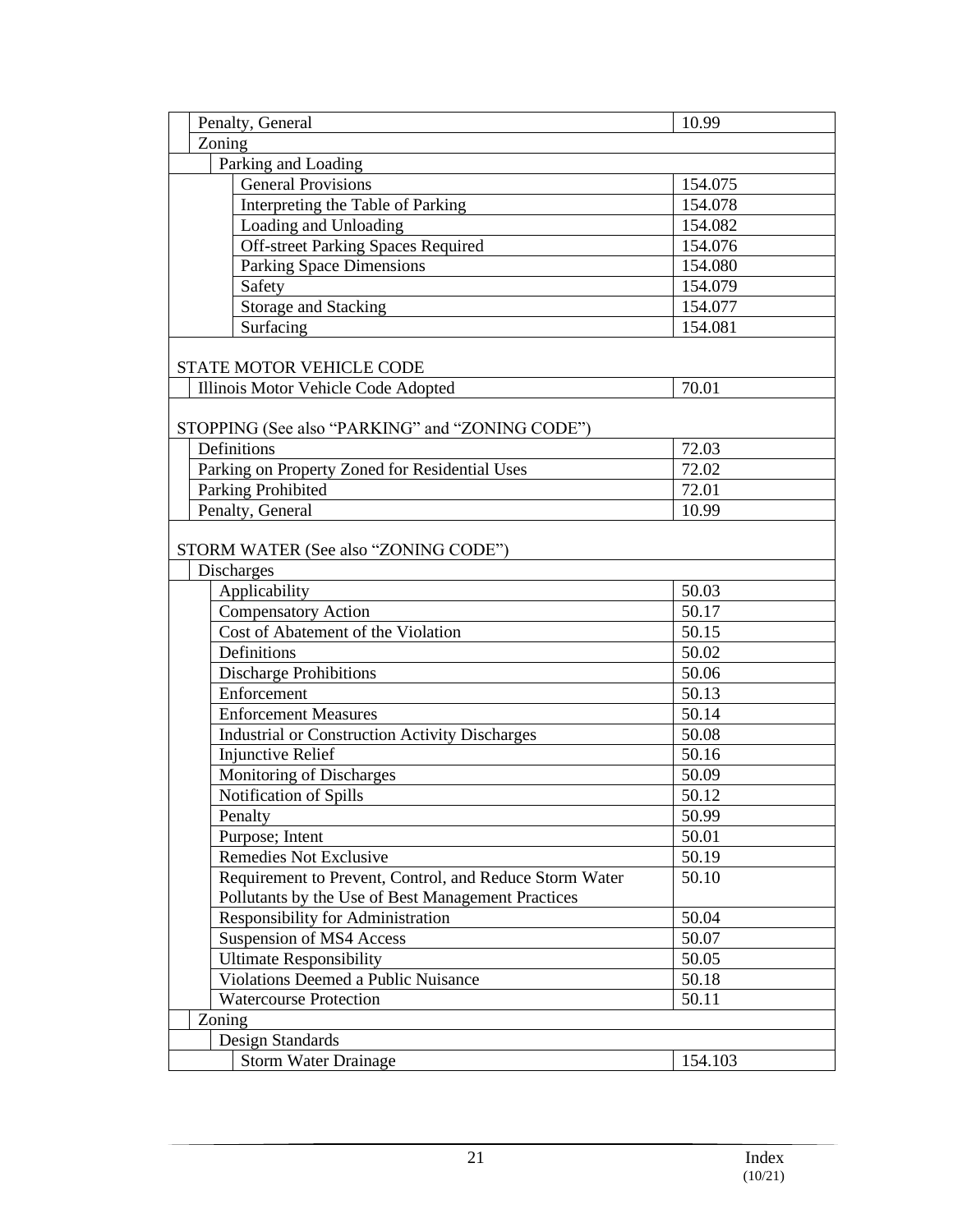| | |
|---|---|
| Penalty, General | 10.99 |
| Zoning | |
| Parking and Loading | |
| General Provisions | 154.075 |
| Interpreting the Table of Parking | 154.078 |
| Loading and Unloading | 154.082 |
| Off-street Parking Spaces Required | 154.076 |
| Parking Space Dimensions | 154.080 |
| Safety | 154.079 |
| Storage and Stacking | 154.077 |
| Surfacing | 154.081 |

STATE MOTOR VEHICLE CODE

| | |
|---|---|
| Illinois Motor Vehicle Code Adopted | 70.01 |

STOPPING (See also "PARKING" and "ZONING CODE")

| | |
|---|---|
| Definitions | 72.03 |
| Parking on Property Zoned for Residential Uses | 72.02 |
| Parking Prohibited | 72.01 |
| Penalty, General | 10.99 |

STORM WATER (See also "ZONING CODE")

| | |
|---|---|
| Discharges | |
| Applicability | 50.03 |
| Compensatory Action | 50.17 |
| Cost of Abatement of the Violation | 50.15 |
| Definitions | 50.02 |
| Discharge Prohibitions | 50.06 |
| Enforcement | 50.13 |
| Enforcement Measures | 50.14 |
| Industrial or Construction Activity Discharges | 50.08 |
| Injunctive Relief | 50.16 |
| Monitoring of Discharges | 50.09 |
| Notification of Spills | 50.12 |
| Penalty | 50.99 |
| Purpose; Intent | 50.01 |
| Remedies Not Exclusive | 50.19 |
| Requirement to Prevent, Control, and Reduce Storm Water Pollutants by the Use of Best Management Practices | 50.10 |
| Responsibility for Administration | 50.04 |
| Suspension of MS4 Access | 50.07 |
| Ultimate Responsibility | 50.05 |
| Violations Deemed a Public Nuisance | 50.18 |
| Watercourse Protection | 50.11 |
| Zoning | |
| Design Standards | |
| Storm Water Drainage | 154.103 |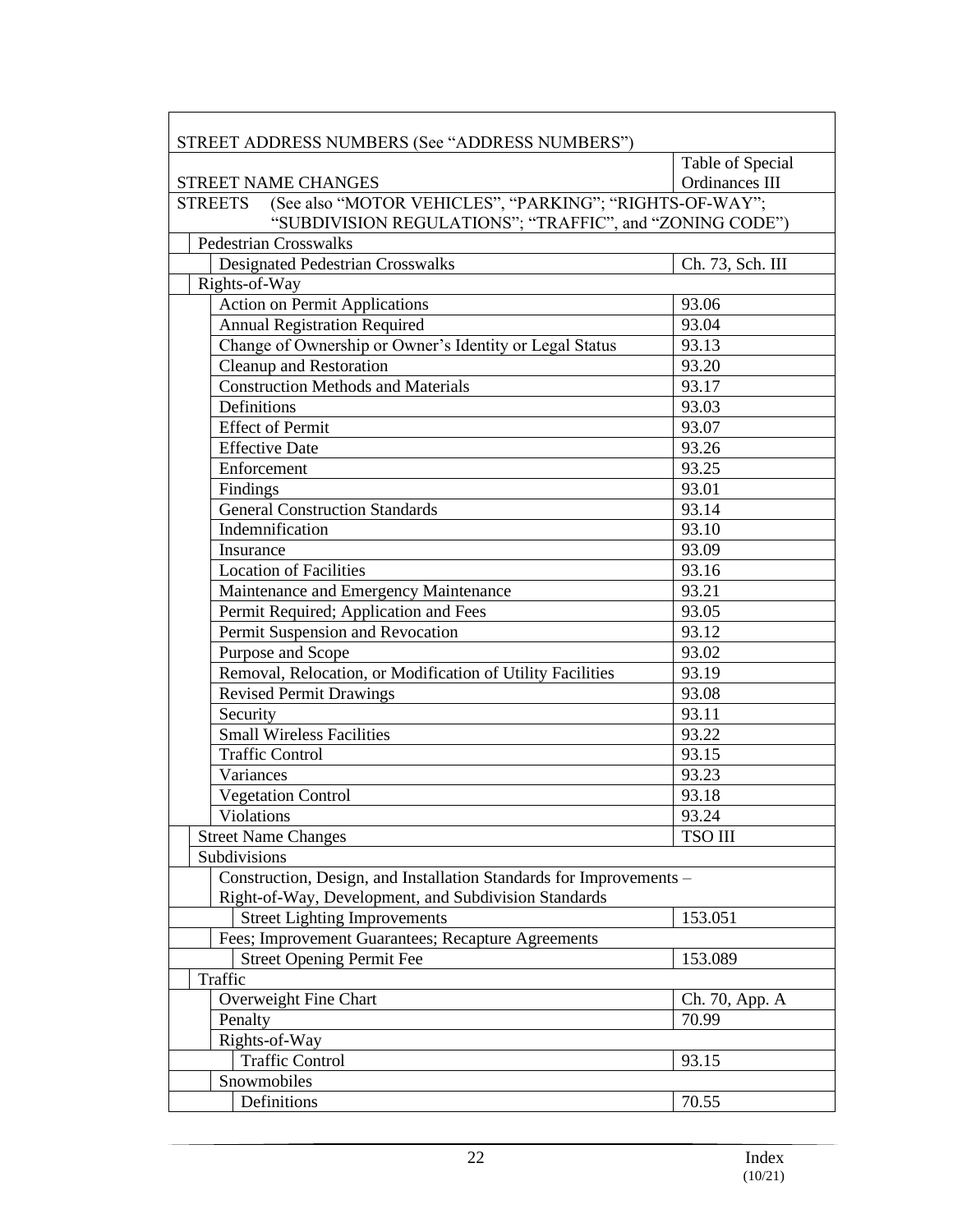| | |
|---|---|
| STREET ADDRESS NUMBERS (See "ADDRESS NUMBERS") | |
| STREET NAME CHANGES | Table of Special Ordinances III |
| STREETS (See also "MOTOR VEHICLES", "PARKING"; "RIGHTS-OF-WAY"; "SUBDIVISION REGULATIONS"; "TRAFFIC", and "ZONING CODE") | |
| Pedestrian Crosswalks | |
| Designated Pedestrian Crosswalks | Ch. 73, Sch. III |
| Rights-of-Way | |
| Action on Permit Applications | 93.06 |
| Annual Registration Required | 93.04 |
| Change of Ownership or Owner's Identity or Legal Status | 93.13 |
| Cleanup and Restoration | 93.20 |
| Construction Methods and Materials | 93.17 |
| Definitions | 93.03 |
| Effect of Permit | 93.07 |
| Effective Date | 93.26 |
| Enforcement | 93.25 |
| Findings | 93.01 |
| General Construction Standards | 93.14 |
| Indemnification | 93.10 |
| Insurance | 93.09 |
| Location of Facilities | 93.16 |
| Maintenance and Emergency Maintenance | 93.21 |
| Permit Required; Application and Fees | 93.05 |
| Permit Suspension and Revocation | 93.12 |
| Purpose and Scope | 93.02 |
| Removal, Relocation, or Modification of Utility Facilities | 93.19 |
| Revised Permit Drawings | 93.08 |
| Security | 93.11 |
| Small Wireless Facilities | 93.22 |
| Traffic Control | 93.15 |
| Variances | 93.23 |
| Vegetation Control | 93.18 |
| Violations | 93.24 |
| Street Name Changes | TSO III |
| Subdivisions | |
| Construction, Design, and Installation Standards for Improvements – Right-of-Way, Development, and Subdivision Standards | |
| Street Lighting Improvements | 153.051 |
| Fees; Improvement Guarantees; Recapture Agreements | |
| Street Opening Permit Fee | 153.089 |
| Traffic | |
| Overweight Fine Chart | Ch. 70, App. A |
| Penalty | 70.99 |
| Rights-of-Way | |
| Traffic Control | 93.15 |
| Snowmobiles | |
| Definitions | 70.55 |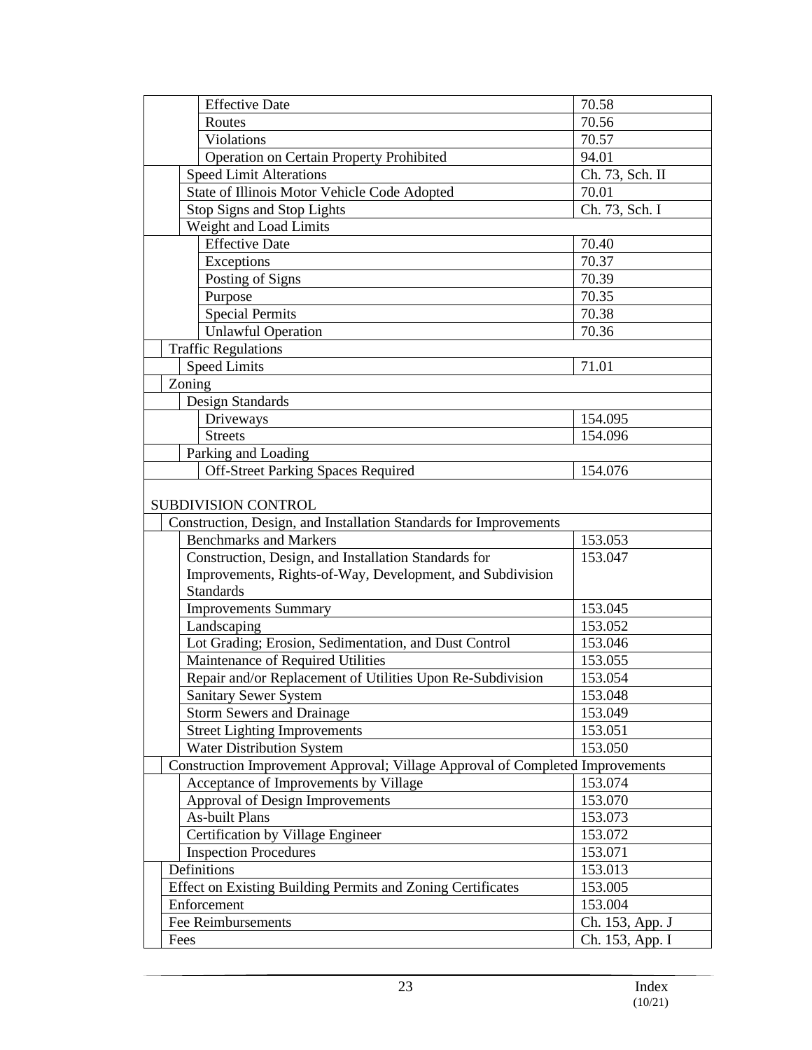| Entry | Section |
|---|---|
| Effective Date | 70.58 |
| Routes | 70.56 |
| Violations | 70.57 |
| Operation on Certain Property Prohibited | 94.01 |
| Speed Limit Alterations | Ch. 73, Sch. II |
| State of Illinois Motor Vehicle Code Adopted | 70.01 |
| Stop Signs and Stop Lights | Ch. 73, Sch. I |
| Weight and Load Limits | |
| Effective Date | 70.40 |
| Exceptions | 70.37 |
| Posting of Signs | 70.39 |
| Purpose | 70.35 |
| Special Permits | 70.38 |
| Unlawful Operation | 70.36 |
| Traffic Regulations | |
| Speed Limits | 71.01 |
| Zoning | |
| Design Standards | |
| Driveways | 154.095 |
| Streets | 154.096 |
| Parking and Loading | |
| Off-Street Parking Spaces Required | 154.076 |

SUBDIVISION CONTROL

| Entry | Section |
|---|---|
| Construction, Design, and Installation Standards for Improvements | |
| Benchmarks and Markers | 153.053 |
| Construction, Design, and Installation Standards for Improvements, Rights-of-Way, Development, and Subdivision Standards | 153.047 |
| Improvements Summary | 153.045 |
| Landscaping | 153.052 |
| Lot Grading; Erosion, Sedimentation, and Dust Control | 153.046 |
| Maintenance of Required Utilities | 153.055 |
| Repair and/or Replacement of Utilities Upon Re-Subdivision | 153.054 |
| Sanitary Sewer System | 153.048 |
| Storm Sewers and Drainage | 153.049 |
| Street Lighting Improvements | 153.051 |
| Water Distribution System | 153.050 |
| Construction Improvement Approval; Village Approval of Completed Improvements | |
| Acceptance of Improvements by Village | 153.074 |
| Approval of Design Improvements | 153.070 |
| As-built Plans | 153.073 |
| Certification by Village Engineer | 153.072 |
| Inspection Procedures | 153.071 |
| Definitions | 153.013 |
| Effect on Existing Building Permits and Zoning Certificates | 153.005 |
| Enforcement | 153.004 |
| Fee Reimbursements | Ch. 153, App. J |
| Fees | Ch. 153, App. I |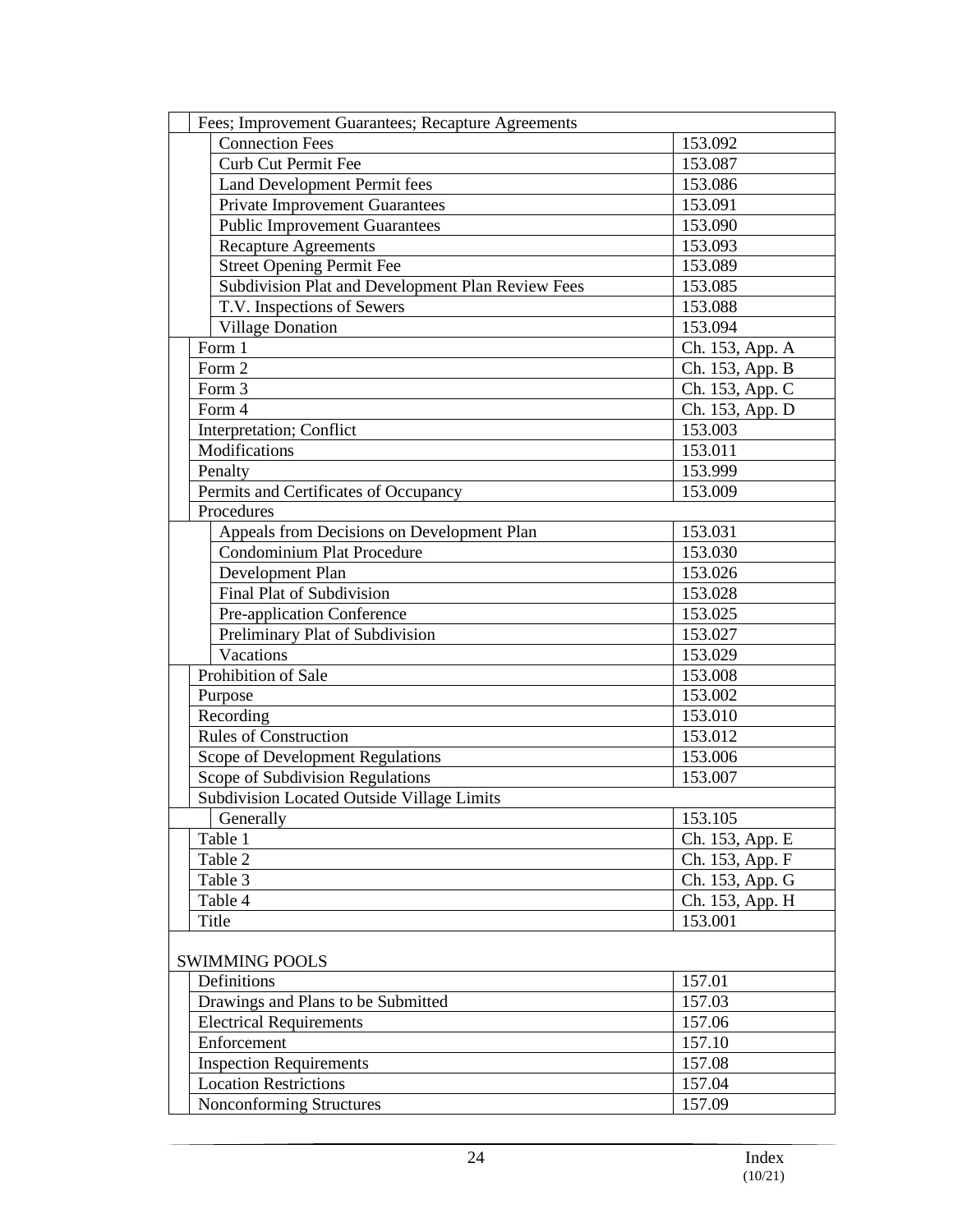| Topic | Section |
|---|---|
| Fees; Improvement Guarantees; Recapture Agreements | |
| Connection Fees | 153.092 |
| Curb Cut Permit Fee | 153.087 |
| Land Development Permit fees | 153.086 |
| Private Improvement Guarantees | 153.091 |
| Public Improvement Guarantees | 153.090 |
| Recapture Agreements | 153.093 |
| Street Opening Permit Fee | 153.089 |
| Subdivision Plat and Development Plan Review Fees | 153.085 |
| T.V. Inspections of Sewers | 153.088 |
| Village Donation | 153.094 |
| Form 1 | Ch. 153, App. A |
| Form 2 | Ch. 153, App. B |
| Form 3 | Ch. 153, App. C |
| Form 4 | Ch. 153, App. D |
| Interpretation; Conflict | 153.003 |
| Modifications | 153.011 |
| Penalty | 153.999 |
| Permits and Certificates of Occupancy | 153.009 |
| Procedures | |
| Appeals from Decisions on Development Plan | 153.031 |
| Condominium Plat Procedure | 153.030 |
| Development Plan | 153.026 |
| Final Plat of Subdivision | 153.028 |
| Pre-application Conference | 153.025 |
| Preliminary Plat of Subdivision | 153.027 |
| Vacations | 153.029 |
| Prohibition of Sale | 153.008 |
| Purpose | 153.002 |
| Recording | 153.010 |
| Rules of Construction | 153.012 |
| Scope of Development Regulations | 153.006 |
| Scope of Subdivision Regulations | 153.007 |
| Subdivision Located Outside Village Limits | |
| Generally | 153.105 |
| Table 1 | Ch. 153, App. E |
| Table 2 | Ch. 153, App. F |
| Table 3 | Ch. 153, App. G |
| Table 4 | Ch. 153, App. H |
| Title | 153.001 |
| SWIMMING POOLS | |
| Definitions | 157.01 |
| Drawings and Plans to be Submitted | 157.03 |
| Electrical Requirements | 157.06 |
| Enforcement | 157.10 |
| Inspection Requirements | 157.08 |
| Location Restrictions | 157.04 |
| Nonconforming Structures | 157.09 |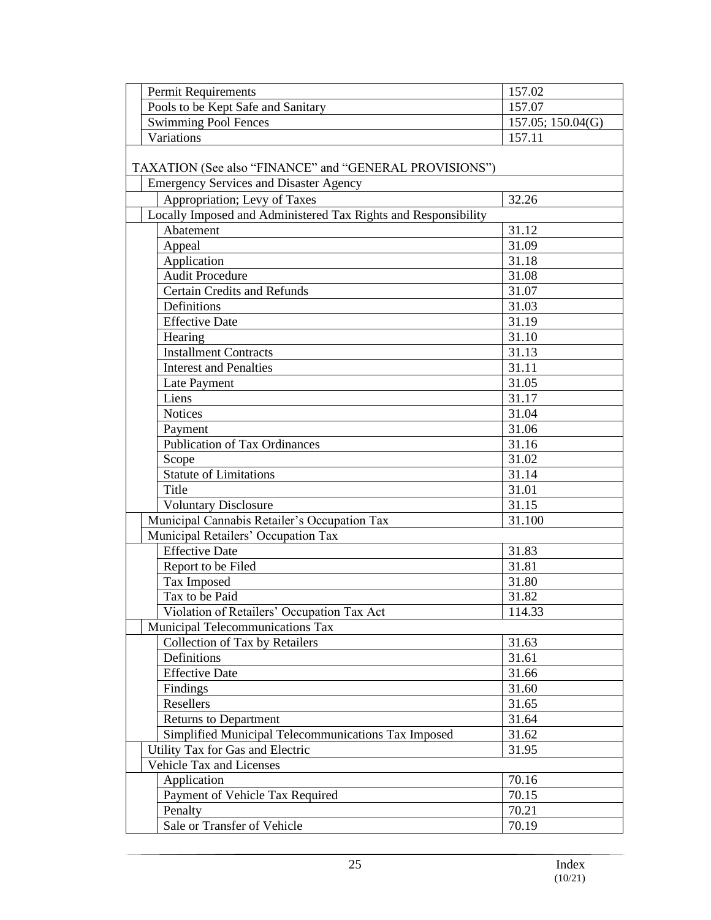| | | |
|---|---|---|
| | Permit Requirements | 157.02 |
| | Pools to be Kept Safe and Sanitary | 157.07 |
| | Swimming Pool Fences | 157.05; 150.04(G) |
| | Variations | 157.11 |

TAXATION (See also "FINANCE" and "GENERAL PROVISIONS")

| | | |
|---|---|---|
| Emergency Services and Disaster Agency | | |
| | Appropriation; Levy of Taxes | 32.26 |
| Locally Imposed and Administered Tax Rights and Responsibility | | |
| | Abatement | 31.12 |
| | Appeal | 31.09 |
| | Application | 31.18 |
| | Audit Procedure | 31.08 |
| | Certain Credits and Refunds | 31.07 |
| | Definitions | 31.03 |
| | Effective Date | 31.19 |
| | Hearing | 31.10 |
| | Installment Contracts | 31.13 |
| | Interest and Penalties | 31.11 |
| | Late Payment | 31.05 |
| | Liens | 31.17 |
| | Notices | 31.04 |
| | Payment | 31.06 |
| | Publication of Tax Ordinances | 31.16 |
| | Scope | 31.02 |
| | Statute of Limitations | 31.14 |
| | Title | 31.01 |
| | Voluntary Disclosure | 31.15 |
| Municipal Cannabis Retailer's Occupation Tax | | 31.100 |
| Municipal Retailers' Occupation Tax | | |
| | Effective Date | 31.83 |
| | Report to be Filed | 31.81 |
| | Tax Imposed | 31.80 |
| | Tax to be Paid | 31.82 |
| | Violation of Retailers' Occupation Tax Act | 114.33 |
| Municipal Telecommunications Tax | | |
| | Collection of Tax by Retailers | 31.63 |
| | Definitions | 31.61 |
| | Effective Date | 31.66 |
| | Findings | 31.60 |
| | Resellers | 31.65 |
| | Returns to Department | 31.64 |
| | Simplified Municipal Telecommunications Tax Imposed | 31.62 |
| Utility Tax for Gas and Electric | | 31.95 |
| Vehicle Tax and Licenses | | |
| | Application | 70.16 |
| | Payment of Vehicle Tax Required | 70.15 |
| | Penalty | 70.21 |
| | Sale or Transfer of Vehicle | 70.19 |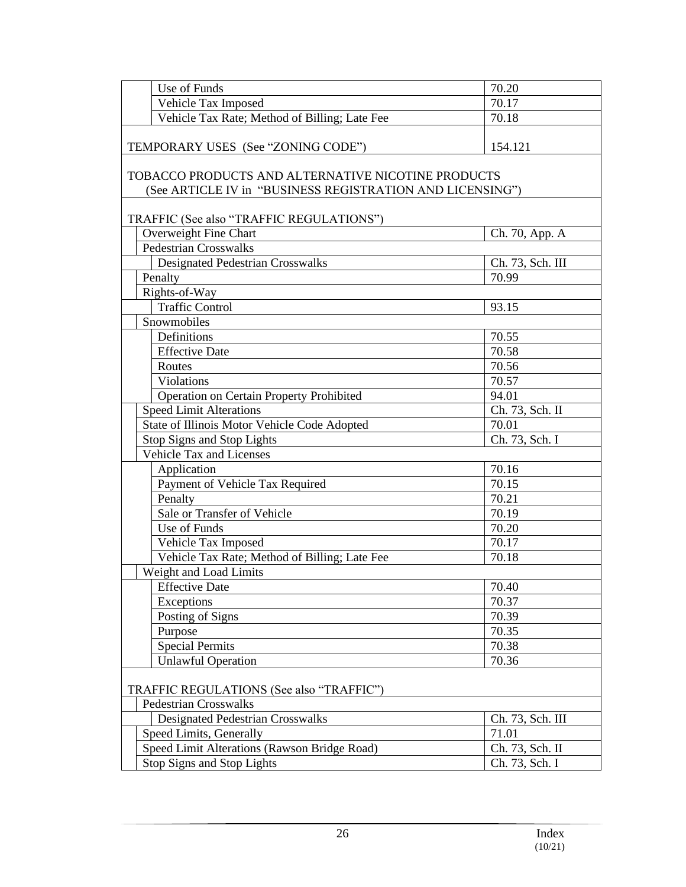| Entry | Section |
|---|---|
| Use of Funds | 70.20 |
| Vehicle Tax Imposed | 70.17 |
| Vehicle Tax Rate; Method of Billing; Late Fee | 70.18 |
| TEMPORARY USES (See "ZONING CODE") | 154.121 |
| TOBACCO PRODUCTS AND ALTERNATIVE NICOTINE PRODUCTS (See ARTICLE IV in "BUSINESS REGISTRATION AND LICENSING") | |
| TRAFFIC (See also "TRAFFIC REGULATIONS") | |
| Overweight Fine Chart | Ch. 70, App. A |
| Pedestrian Crosswalks | |
| Designated Pedestrian Crosswalks | Ch. 73, Sch. III |
| Penalty | 70.99 |
| Rights-of-Way | |
| Traffic Control | 93.15 |
| Snowmobiles | |
| Definitions | 70.55 |
| Effective Date | 70.58 |
| Routes | 70.56 |
| Violations | 70.57 |
| Operation on Certain Property Prohibited | 94.01 |
| Speed Limit Alterations | Ch. 73, Sch. II |
| State of Illinois Motor Vehicle Code Adopted | 70.01 |
| Stop Signs and Stop Lights | Ch. 73, Sch. I |
| Vehicle Tax and Licenses | |
| Application | 70.16 |
| Payment of Vehicle Tax Required | 70.15 |
| Penalty | 70.21 |
| Sale or Transfer of Vehicle | 70.19 |
| Use of Funds | 70.20 |
| Vehicle Tax Imposed | 70.17 |
| Vehicle Tax Rate; Method of Billing; Late Fee | 70.18 |
| Weight and Load Limits | |
| Effective Date | 70.40 |
| Exceptions | 70.37 |
| Posting of Signs | 70.39 |
| Purpose | 70.35 |
| Special Permits | 70.38 |
| Unlawful Operation | 70.36 |
| TRAFFIC REGULATIONS (See also "TRAFFIC") | |
| Pedestrian Crosswalks | |
| Designated Pedestrian Crosswalks | Ch. 73, Sch. III |
| Speed Limits, Generally | 71.01 |
| Speed Limit Alterations (Rawson Bridge Road) | Ch. 73, Sch. II |
| Stop Signs and Stop Lights | Ch. 73, Sch. I |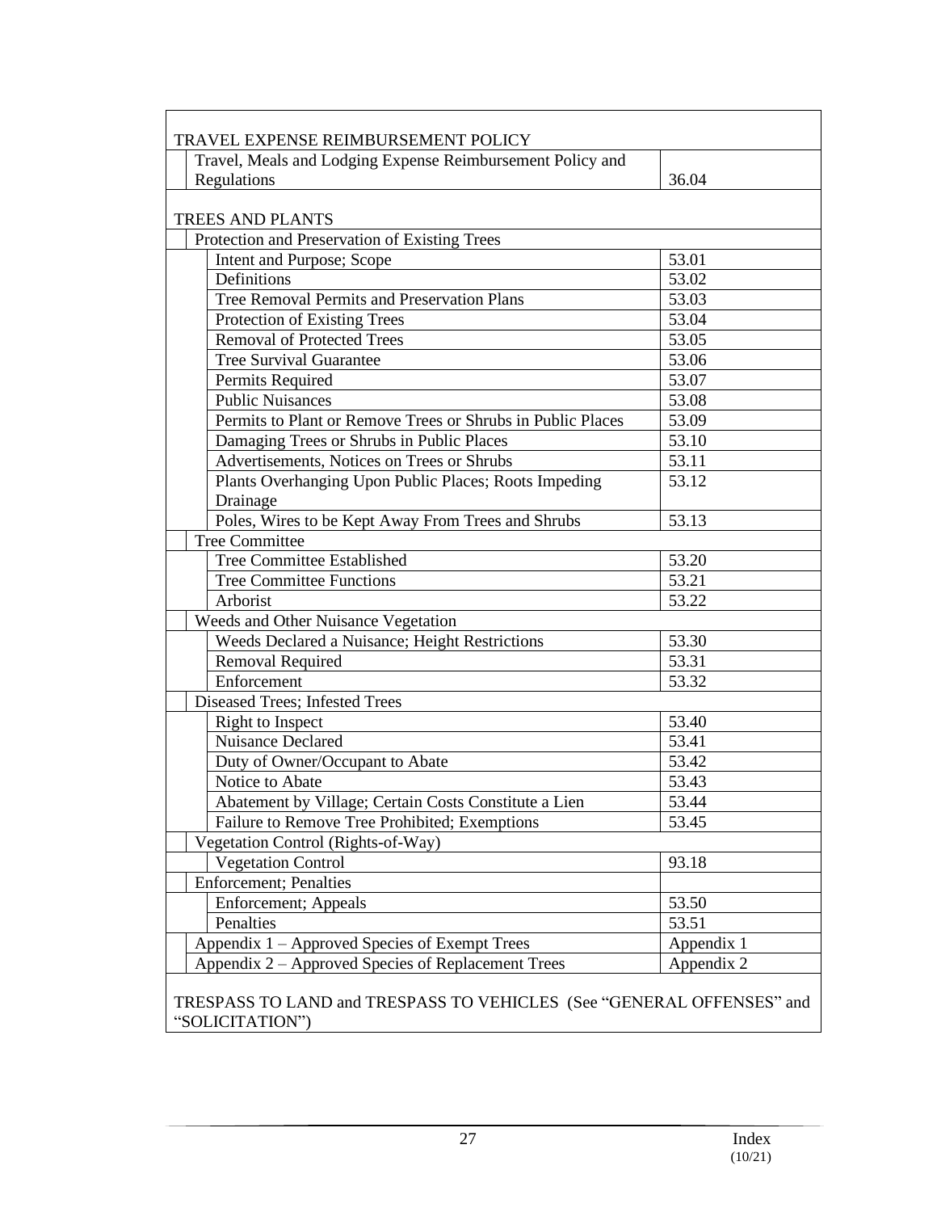| | |
|---|---|
| **TRAVEL EXPENSE REIMBURSEMENT POLICY** | |
| Travel, Meals and Lodging Expense Reimbursement Policy and Regulations | 36.04 |
| **TREES AND PLANTS** | |
| Protection and Preservation of Existing Trees | |
| Intent and Purpose; Scope | 53.01 |
| Definitions | 53.02 |
| Tree Removal Permits and Preservation Plans | 53.03 |
| Protection of Existing Trees | 53.04 |
| Removal of Protected Trees | 53.05 |
| Tree Survival Guarantee | 53.06 |
| Permits Required | 53.07 |
| Public Nuisances | 53.08 |
| Permits to Plant or Remove Trees or Shrubs in Public Places | 53.09 |
| Damaging Trees or Shrubs in Public Places | 53.10 |
| Advertisements, Notices on Trees or Shrubs | 53.11 |
| Plants Overhanging Upon Public Places; Roots Impeding Drainage | 53.12 |
| Poles, Wires to be Kept Away From Trees and Shrubs | 53.13 |
| Tree Committee | |
| Tree Committee Established | 53.20 |
| Tree Committee Functions | 53.21 |
| Arborist | 53.22 |
| Weeds and Other Nuisance Vegetation | |
| Weeds Declared a Nuisance; Height Restrictions | 53.30 |
| Removal Required | 53.31 |
| Enforcement | 53.32 |
| Diseased Trees; Infested Trees | |
| Right to Inspect | 53.40 |
| Nuisance Declared | 53.41 |
| Duty of Owner/Occupant to Abate | 53.42 |
| Notice to Abate | 53.43 |
| Abatement by Village; Certain Costs Constitute a Lien | 53.44 |
| Failure to Remove Tree Prohibited; Exemptions | 53.45 |
| Vegetation Control (Rights-of-Way) | |
| Vegetation Control | 93.18 |
| Enforcement; Penalties | |
| Enforcement; Appeals | 53.50 |
| Penalties | 53.51 |
| Appendix 1 – Approved Species of Exempt Trees | Appendix 1 |
| Appendix 2 – Approved Species of Replacement Trees | Appendix 2 |
| **TRESPASS TO LAND and TRESPASS TO VEHICLES (See "GENERAL OFFENSES" and "SOLICITATION")** | |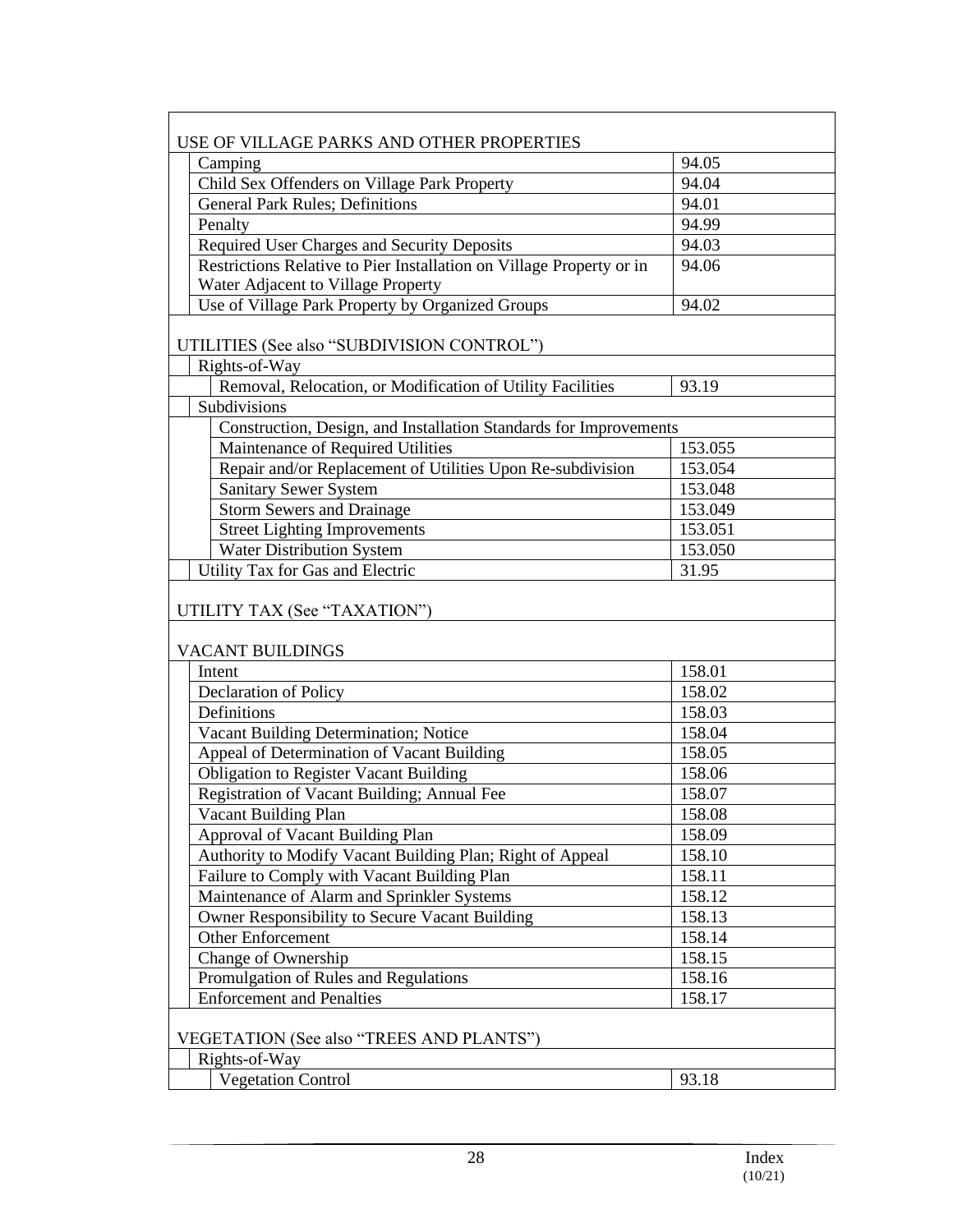| USE OF VILLAGE PARKS AND OTHER PROPERTIES | |
|---|---|
| Camping | 94.05 |
| Child Sex Offenders on Village Park Property | 94.04 |
| General Park Rules; Definitions | 94.01 |
| Penalty | 94.99 |
| Required User Charges and Security Deposits | 94.03 |
| Restrictions Relative to Pier Installation on Village Property or in Water Adjacent to Village Property | 94.06 |
| Use of Village Park Property by Organized Groups | 94.02 |

| UTILITIES (See also "SUBDIVISION CONTROL") | |
|---|---|
| Rights-of-Way | |
| Removal, Relocation, or Modification of Utility Facilities | 93.19 |
| Subdivisions | |
| Construction, Design, and Installation Standards for Improvements | |
| Maintenance of Required Utilities | 153.055 |
| Repair and/or Replacement of Utilities Upon Re-subdivision | 153.054 |
| Sanitary Sewer System | 153.048 |
| Storm Sewers and Drainage | 153.049 |
| Street Lighting Improvements | 153.051 |
| Water Distribution System | 153.050 |
| Utility Tax for Gas and Electric | 31.95 |

UTILITY TAX (See "TAXATION")

| VACANT BUILDINGS | |
|---|---|
| Intent | 158.01 |
| Declaration of Policy | 158.02 |
| Definitions | 158.03 |
| Vacant Building Determination; Notice | 158.04 |
| Appeal of Determination of Vacant Building | 158.05 |
| Obligation to Register Vacant Building | 158.06 |
| Registration of Vacant Building; Annual Fee | 158.07 |
| Vacant Building Plan | 158.08 |
| Approval of Vacant Building Plan | 158.09 |
| Authority to Modify Vacant Building Plan; Right of Appeal | 158.10 |
| Failure to Comply with Vacant Building Plan | 158.11 |
| Maintenance of Alarm and Sprinkler Systems | 158.12 |
| Owner Responsibility to Secure Vacant Building | 158.13 |
| Other Enforcement | 158.14 |
| Change of Ownership | 158.15 |
| Promulgation of Rules and Regulations | 158.16 |
| Enforcement and Penalties | 158.17 |

| VEGETATION (See also "TREES AND PLANTS") | |
|---|---|
| Rights-of-Way | |
| Vegetation Control | 93.18 |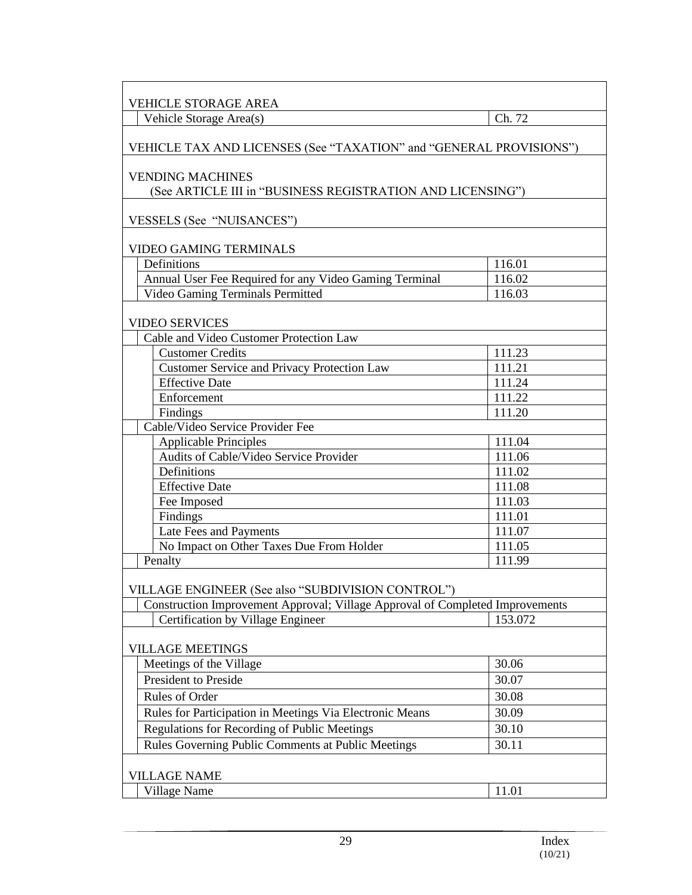| Subject | Section |
|---|---|
| **VEHICLE STORAGE AREA** | |
| Vehicle Storage Area(s) | Ch. 72 |
| **VEHICLE TAX AND LICENSES (See "TAXATION" and "GENERAL PROVISIONS")** | |
| **VENDING MACHINES (See ARTICLE III in "BUSINESS REGISTRATION AND LICENSING")** | |
| **VESSELS (See "NUISANCES")** | |
| **VIDEO GAMING TERMINALS** | |
| Definitions | 116.01 |
| Annual User Fee Required for any Video Gaming Terminal | 116.02 |
| Video Gaming Terminals Permitted | 116.03 |
| **VIDEO SERVICES** | |
| Cable and Video Customer Protection Law | |
| Customer Credits | 111.23 |
| Customer Service and Privacy Protection Law | 111.21 |
| Effective Date | 111.24 |
| Enforcement | 111.22 |
| Findings | 111.20 |
| Cable/Video Service Provider Fee | |
| Applicable Principles | 111.04 |
| Audits of Cable/Video Service Provider | 111.06 |
| Definitions | 111.02 |
| Effective Date | 111.08 |
| Fee Imposed | 111.03 |
| Findings | 111.01 |
| Late Fees and Payments | 111.07 |
| No Impact on Other Taxes Due From Holder | 111.05 |
| Penalty | 111.99 |
| **VILLAGE ENGINEER (See also "SUBDIVISION CONTROL")** | |
| Construction Improvement Approval; Village Approval of Completed Improvements | |
| Certification by Village Engineer | 153.072 |
| **VILLAGE MEETINGS** | |
| Meetings of the Village | 30.06 |
| President to Preside | 30.07 |
| Rules of Order | 30.08 |
| Rules for Participation in Meetings Via Electronic Means | 30.09 |
| Regulations for Recording of Public Meetings | 30.10 |
| Rules Governing Public Comments at Public Meetings | 30.11 |
| **VILLAGE NAME** | |
| Village Name | 11.01 |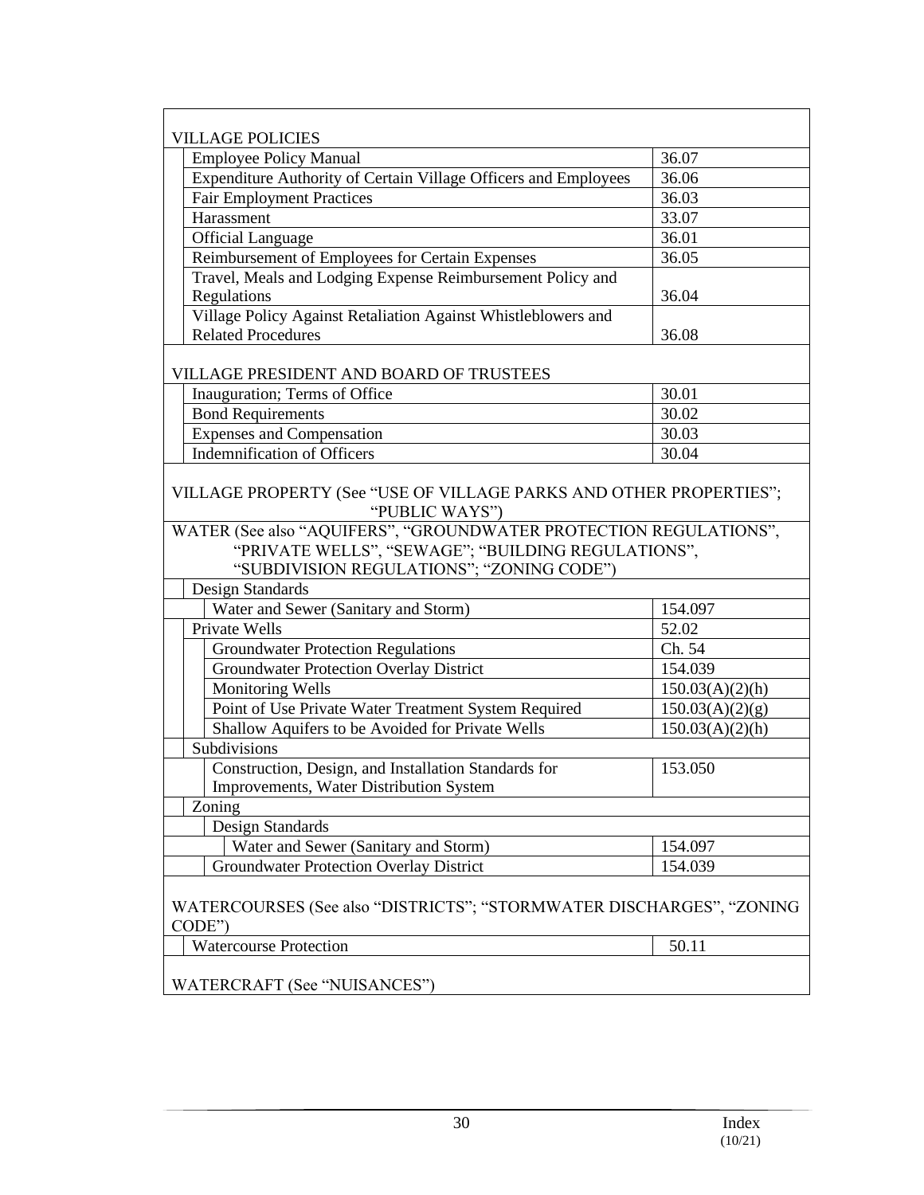| Subject | Section |
|---|---|
| **VILLAGE POLICIES** | |
| Employee Policy Manual | 36.07 |
| Expenditure Authority of Certain Village Officers and Employees | 36.06 |
| Fair Employment Practices | 36.03 |
| Harassment | 33.07 |
| Official Language | 36.01 |
| Reimbursement of Employees for Certain Expenses | 36.05 |
| Travel, Meals and Lodging Expense Reimbursement Policy and Regulations | 36.04 |
| Village Policy Against Retaliation Against Whistleblowers and Related Procedures | 36.08 |
| **VILLAGE PRESIDENT AND BOARD OF TRUSTEES** | |
| Inauguration; Terms of Office | 30.01 |
| Bond Requirements | 30.02 |
| Expenses and Compensation | 30.03 |
| Indemnification of Officers | 30.04 |
| **VILLAGE PROPERTY (See "USE OF VILLAGE PARKS AND OTHER PROPERTIES"; "PUBLIC WAYS")** | |
| **WATER (See also "AQUIFERS", "GROUNDWATER PROTECTION REGULATIONS", "PRIVATE WELLS", "SEWAGE"; "BUILDING REGULATIONS", "SUBDIVISION REGULATIONS"; "ZONING CODE")** | |
| Design Standards | |
| Water and Sewer (Sanitary and Storm) | 154.097 |
| Private Wells | 52.02 |
| Groundwater Protection Regulations | Ch. 54 |
| Groundwater Protection Overlay District | 154.039 |
| Monitoring Wells | 150.03(A)(2)(h) |
| Point of Use Private Water Treatment System Required | 150.03(A)(2)(g) |
| Shallow Aquifers to be Avoided for Private Wells | 150.03(A)(2)(h) |
| Subdivisions | |
| Construction, Design, and Installation Standards for Improvements, Water Distribution System | 153.050 |
| Zoning | |
| Design Standards | |
| Water and Sewer (Sanitary and Storm) | 154.097 |
| Groundwater Protection Overlay District | 154.039 |
| **WATERCOURSES (See also "DISTRICTS"; "STORMWATER DISCHARGES", "ZONING CODE")** | |
| Watercourse Protection | 50.11 |
| **WATERCRAFT (See "NUISANCES")** | |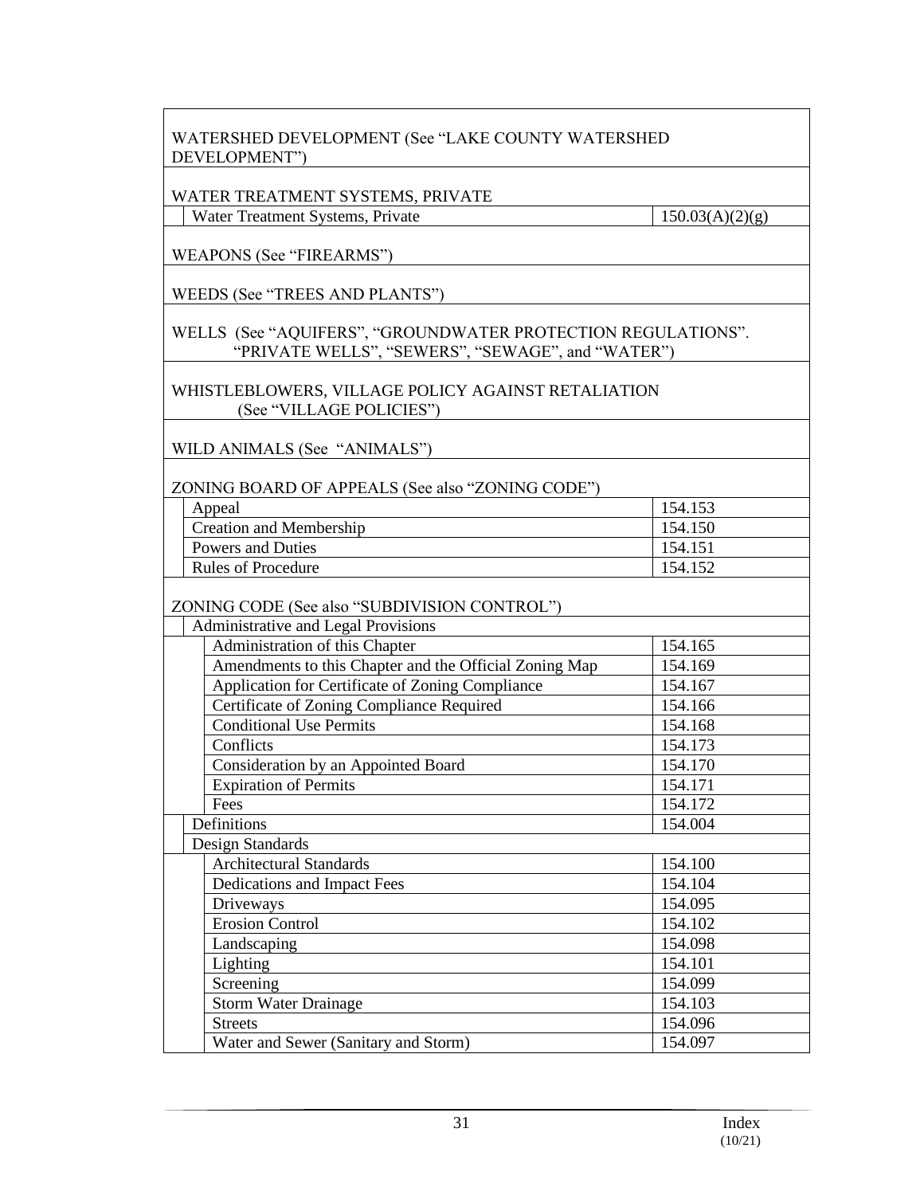| | |
|---|---|
| **WATERSHED DEVELOPMENT (See "LAKE COUNTY WATERSHED DEVELOPMENT")** | |
| **WATER TREATMENT SYSTEMS, PRIVATE** | |
| Water Treatment Systems, Private | 150.03(A)(2)(g) |
| **WEAPONS (See "FIREARMS")** | |
| **WEEDS (See "TREES AND PLANTS")** | |
| **WELLS (See "AQUIFERS", "GROUNDWATER PROTECTION REGULATIONS". "PRIVATE WELLS", "SEWERS", "SEWAGE", and "WATER")** | |
| **WHISTLEBLOWERS, VILLAGE POLICY AGAINST RETALIATION (See "VILLAGE POLICIES")** | |
| **WILD ANIMALS (See "ANIMALS")** | |
| **ZONING BOARD OF APPEALS (See also "ZONING CODE")** | |
| Appeal | 154.153 |
| Creation and Membership | 154.150 |
| Powers and Duties | 154.151 |
| Rules of Procedure | 154.152 |
| **ZONING CODE (See also "SUBDIVISION CONTROL")** | |
| Administrative and Legal Provisions | |
| Administration of this Chapter | 154.165 |
| Amendments to this Chapter and the Official Zoning Map | 154.169 |
| Application for Certificate of Zoning Compliance | 154.167 |
| Certificate of Zoning Compliance Required | 154.166 |
| Conditional Use Permits | 154.168 |
| Conflicts | 154.173 |
| Consideration by an Appointed Board | 154.170 |
| Expiration of Permits | 154.171 |
| Fees | 154.172 |
| Definitions | 154.004 |
| Design Standards | |
| Architectural Standards | 154.100 |
| Dedications and Impact Fees | 154.104 |
| Driveways | 154.095 |
| Erosion Control | 154.102 |
| Landscaping | 154.098 |
| Lighting | 154.101 |
| Screening | 154.099 |
| Storm Water Drainage | 154.103 |
| Streets | 154.096 |
| Water and Sewer (Sanitary and Storm) | 154.097 |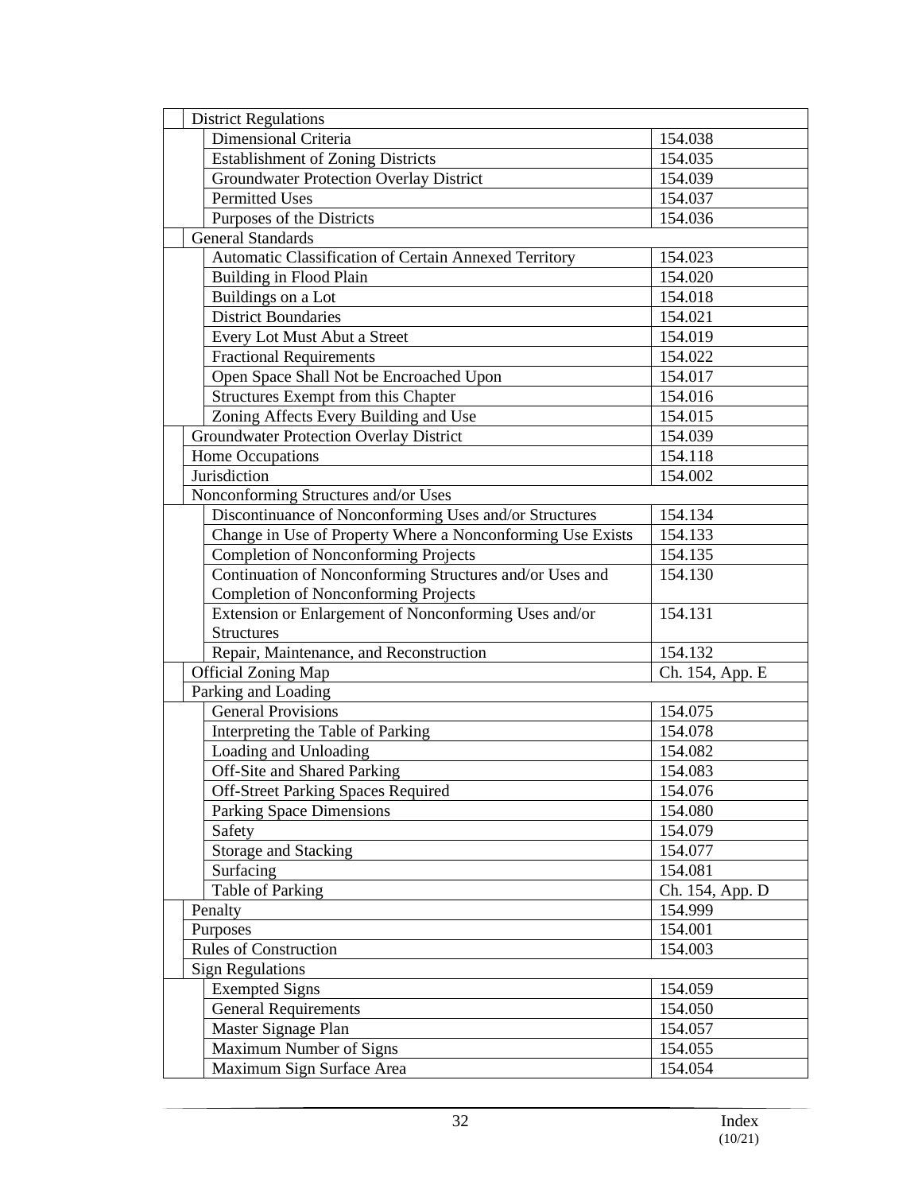| | | |
|---|---|---|
| District Regulations | | |
| | Dimensional Criteria | 154.038 |
| | Establishment of Zoning Districts | 154.035 |
| | Groundwater Protection Overlay District | 154.039 |
| | Permitted Uses | 154.037 |
| | Purposes of the Districts | 154.036 |
| General Standards | | |
| | Automatic Classification of Certain Annexed Territory | 154.023 |
| | Building in Flood Plain | 154.020 |
| | Buildings on a Lot | 154.018 |
| | District Boundaries | 154.021 |
| | Every Lot Must Abut a Street | 154.019 |
| | Fractional Requirements | 154.022 |
| | Open Space Shall Not be Encroached Upon | 154.017 |
| | Structures Exempt from this Chapter | 154.016 |
| | Zoning Affects Every Building and Use | 154.015 |
| Groundwater Protection Overlay District | | 154.039 |
| Home Occupations | | 154.118 |
| Jurisdiction | | 154.002 |
| Nonconforming Structures and/or Uses | | |
| | Discontinuance of Nonconforming Uses and/or Structures | 154.134 |
| | Change in Use of Property Where a Nonconforming Use Exists | 154.133 |
| | Completion of Nonconforming Projects | 154.135 |
| | Continuation of Nonconforming Structures and/or Uses and Completion of Nonconforming Projects | 154.130 |
| | Extension or Enlargement of Nonconforming Uses and/or Structures | 154.131 |
| | Repair, Maintenance, and Reconstruction | 154.132 |
| Official Zoning Map | | Ch. 154, App. E |
| Parking and Loading | | |
| | General Provisions | 154.075 |
| | Interpreting the Table of Parking | 154.078 |
| | Loading and Unloading | 154.082 |
| | Off-Site and Shared Parking | 154.083 |
| | Off-Street Parking Spaces Required | 154.076 |
| | Parking Space Dimensions | 154.080 |
| | Safety | 154.079 |
| | Storage and Stacking | 154.077 |
| | Surfacing | 154.081 |
| | Table of Parking | Ch. 154, App. D |
| Penalty | | 154.999 |
| Purposes | | 154.001 |
| Rules of Construction | | 154.003 |
| Sign Regulations | | |
| | Exempted Signs | 154.059 |
| | General Requirements | 154.050 |
| | Master Signage Plan | 154.057 |
| | Maximum Number of Signs | 154.055 |
| | Maximum Sign Surface Area | 154.054 |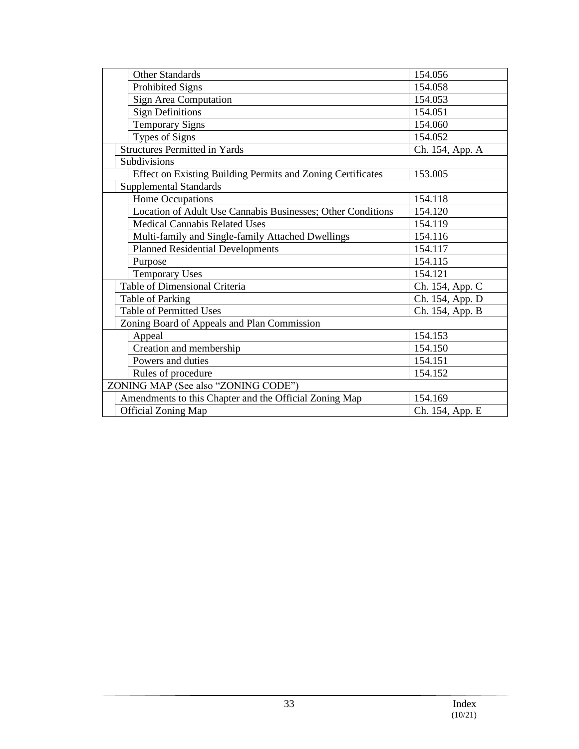| | | | |
|---|---|---|---|
| | | Other Standards | 154.056 |
| | | Prohibited Signs | 154.058 |
| | | Sign Area Computation | 154.053 |
| | | Sign Definitions | 154.051 |
| | | Temporary Signs | 154.060 |
| | | Types of Signs | 154.052 |
| | Structures Permitted in Yards | | Ch. 154, App. A |
| | Subdivisions | | |
| | | Effect on Existing Building Permits and Zoning Certificates | 153.005 |
| | Supplemental Standards | | |
| | | Home Occupations | 154.118 |
| | | Location of Adult Use Cannabis Businesses; Other Conditions | 154.120 |
| | | Medical Cannabis Related Uses | 154.119 |
| | | Multi-family and Single-family Attached Dwellings | 154.116 |
| | | Planned Residential Developments | 154.117 |
| | | Purpose | 154.115 |
| | | Temporary Uses | 154.121 |
| | Table of Dimensional Criteria | | Ch. 154, App. C |
| | Table of Parking | | Ch. 154, App. D |
| | Table of Permitted Uses | | Ch. 154, App. B |
| | Zoning Board of Appeals and Plan Commission | | |
| | | Appeal | 154.153 |
| | | Creation and membership | 154.150 |
| | | Powers and duties | 154.151 |
| | | Rules of procedure | 154.152 |
| ZONING MAP (See also "ZONING CODE") | | | |
| | Amendments to this Chapter and the Official Zoning Map | | 154.169 |
| | Official Zoning Map | | Ch. 154, App. E |